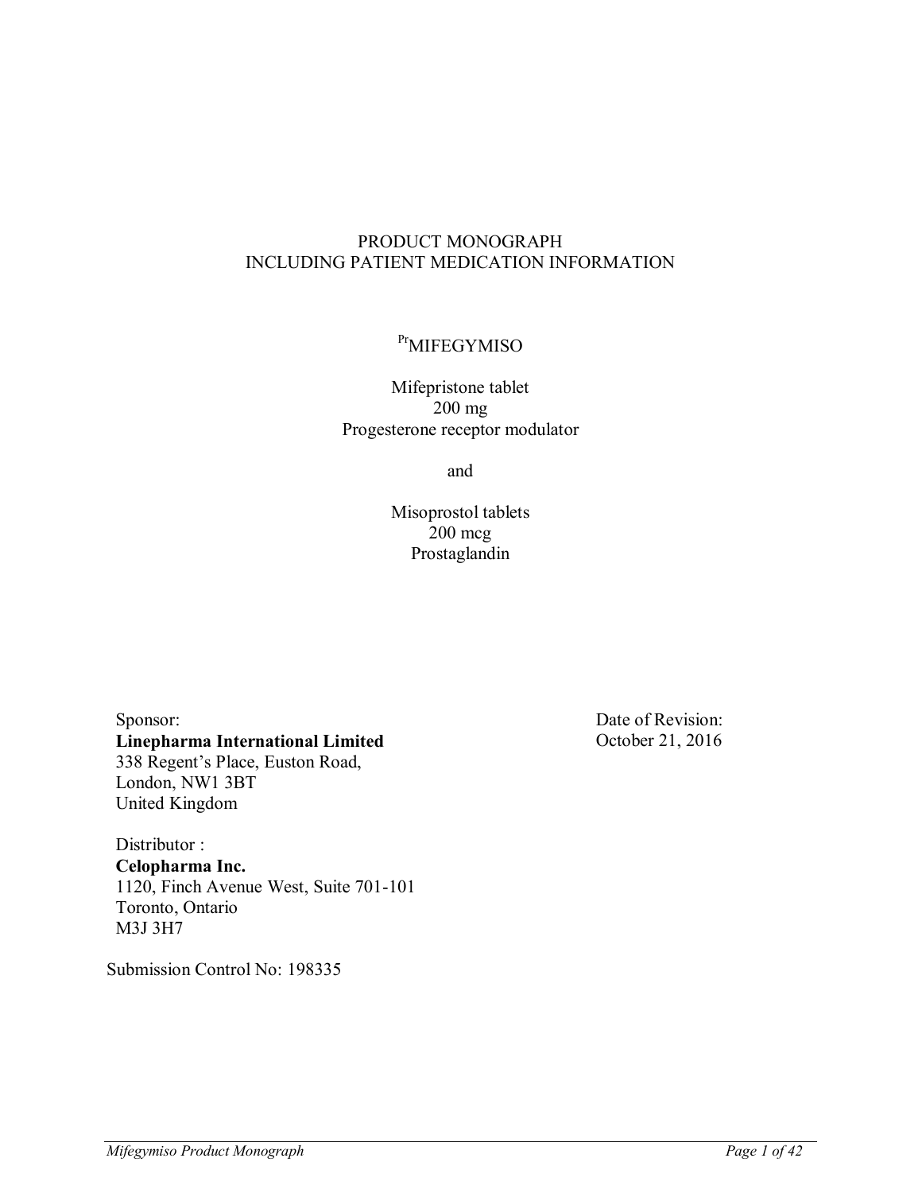# PRODUCT MONOGRAPH
# INCLUDING PATIENT MEDICATION INFORMATION

## [Pr]MIFEGYMISO

Mifepristone tablet
200 mg
Progesterone receptor modulator

and

Misoprostol tablets
200 mcg
Prostaglandin

Sponsor:
**Linepharma International Limited**
338 Regent's Place, Euston Road,
London, NW1 3BT
United Kingdom

Date of Revision:
October 21, 2016

Distributor :
**Celopharma Inc.**
1120, Finch Avenue West, Suite 701-101
Toronto, Ontario
M3J 3H7

Submission Control No: 198335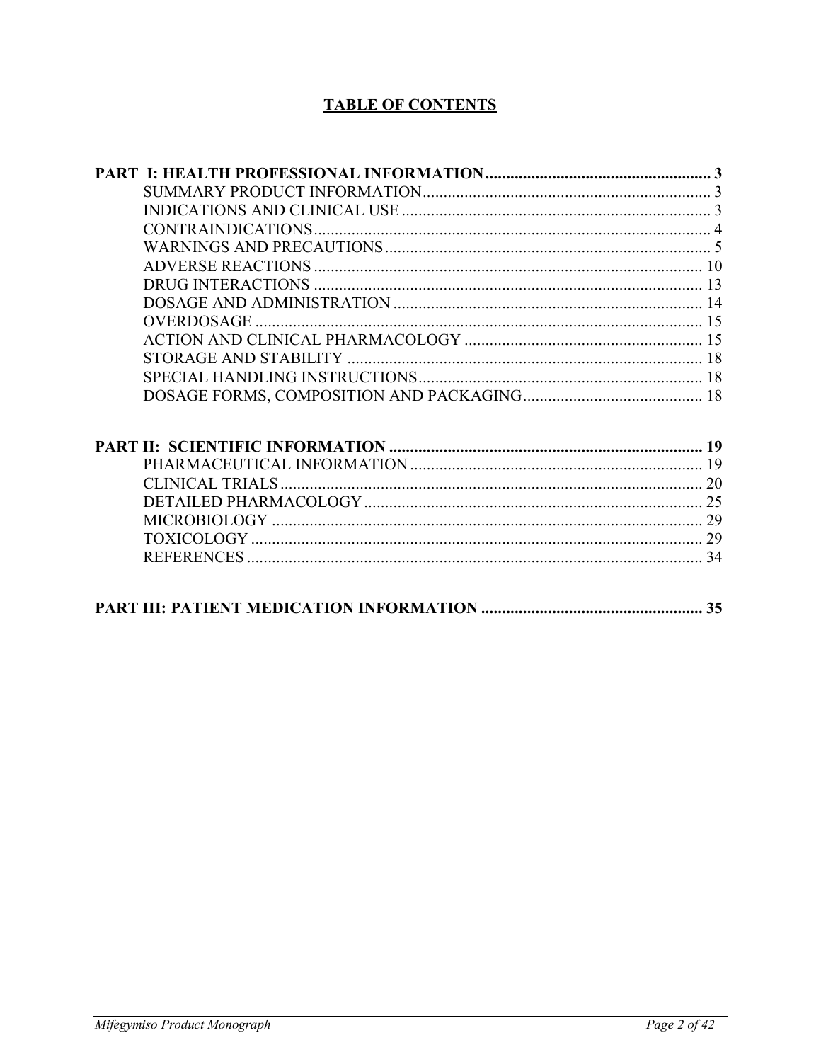# TABLE OF CONTENTS

**PART I: HEALTH PROFESSIONAL INFORMATION** ...................................................... **3**
- SUMMARY PRODUCT INFORMATION ..................................................................... 3
- INDICATIONS AND CLINICAL USE ......................................................................... 3
- CONTRAINDICATIONS ............................................................................................. 4
- WARNINGS AND PRECAUTIONS ............................................................................ 5
- ADVERSE REACTIONS ........................................................................................... 10
- DRUG INTERACTIONS ............................................................................................ 13
- DOSAGE AND ADMINISTRATION .......................................................................... 14
- OVERDOSAGE .......................................................................................................... 15
- ACTION AND CLINICAL PHARMACOLOGY .......................................................... 15
- STORAGE AND STABILITY ..................................................................................... 18
- SPECIAL HANDLING INSTRUCTIONS .................................................................... 18
- DOSAGE FORMS, COMPOSITION AND PACKAGING ........................................... 18

**PART II: SCIENTIFIC INFORMATION** ........................................................................ **19**
- PHARMACEUTICAL INFORMATION ...................................................................... 19
- CLINICAL TRIALS ..................................................................................................... 20
- DETAILED PHARMACOLOGY ................................................................................. 25
- MICROBIOLOGY ....................................................................................................... 29
- TOXICOLOGY ............................................................................................................ 29
- REFERENCES ............................................................................................................. 34

**PART III: PATIENT MEDICATION INFORMATION** ..................................................... **35**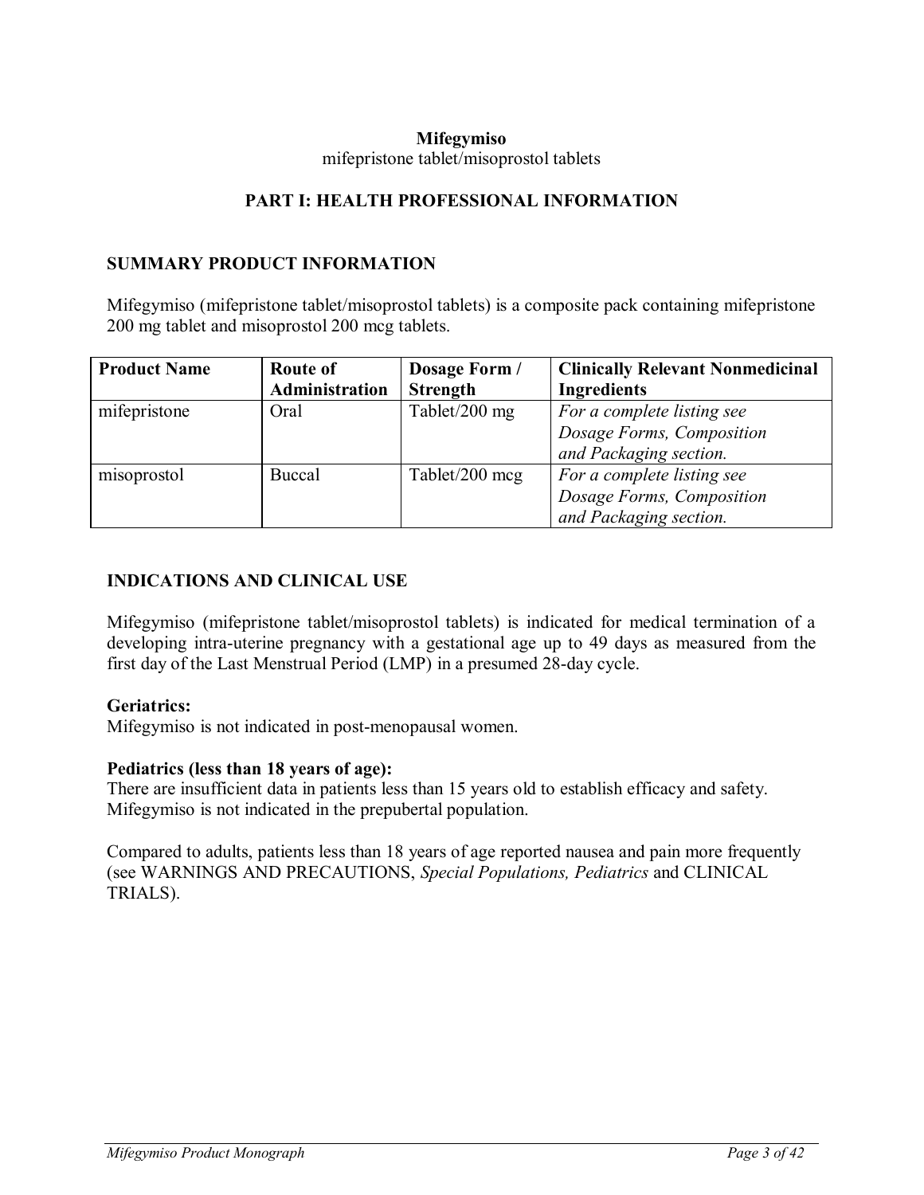**Mifegymiso**

mifepristone tablet/misoprostol tablets

## PART I: HEALTH PROFESSIONAL INFORMATION

### SUMMARY PRODUCT INFORMATION

Mifegymiso (mifepristone tablet/misoprostol tablets) is a composite pack containing mifepristone 200 mg tablet and misoprostol 200 mcg tablets.

| Product Name | Route of Administration | Dosage Form / Strength | Clinically Relevant Nonmedicinal Ingredients |
|---|---|---|---|
| mifepristone | Oral | Tablet/200 mg | *For a complete listing see Dosage Forms, Composition and Packaging section.* |
| misoprostol | Buccal | Tablet/200 mcg | *For a complete listing see Dosage Forms, Composition and Packaging section.* |

### INDICATIONS AND CLINICAL USE

Mifegymiso (mifepristone tablet/misoprostol tablets) is indicated for medical termination of a developing intra-uterine pregnancy with a gestational age up to 49 days as measured from the first day of the Last Menstrual Period (LMP) in a presumed 28-day cycle.

**Geriatrics:**
Mifegymiso is not indicated in post-menopausal women.

**Pediatrics (less than 18 years of age):**
There are insufficient data in patients less than 15 years old to establish efficacy and safety. Mifegymiso is not indicated in the prepubertal population.

Compared to adults, patients less than 18 years of age reported nausea and pain more frequently (see WARNINGS AND PRECAUTIONS, *Special Populations, Pediatrics* and CLINICAL TRIALS).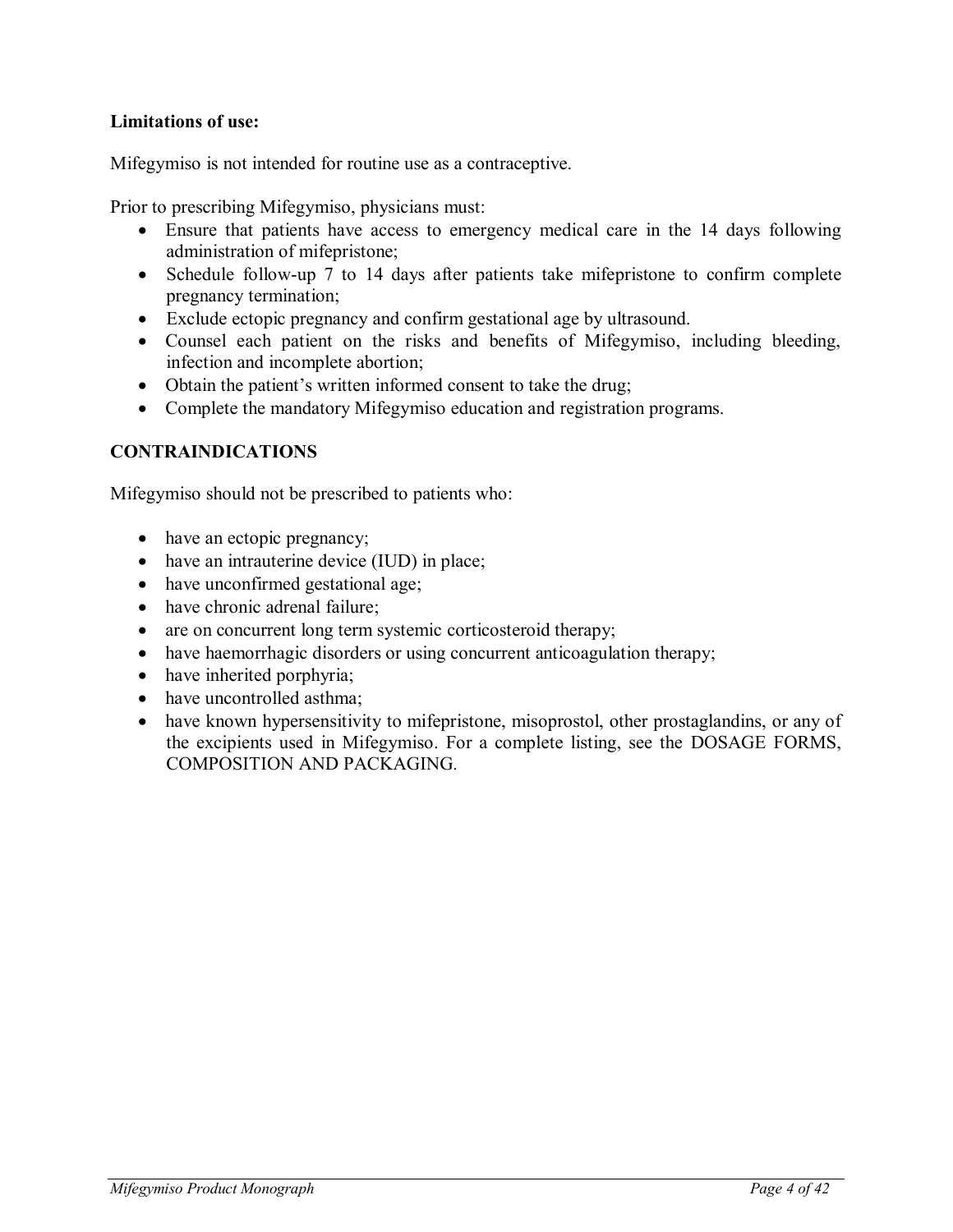**Limitations of use:**

Mifegymiso is not intended for routine use as a contraceptive.

Prior to prescribing Mifegymiso, physicians must:

- Ensure that patients have access to emergency medical care in the 14 days following administration of mifepristone;
- Schedule follow-up 7 to 14 days after patients take mifepristone to confirm complete pregnancy termination;
- Exclude ectopic pregnancy and confirm gestational age by ultrasound.
- Counsel each patient on the risks and benefits of Mifegymiso, including bleeding, infection and incomplete abortion;
- Obtain the patient's written informed consent to take the drug;
- Complete the mandatory Mifegymiso education and registration programs.

## CONTRAINDICATIONS

Mifegymiso should not be prescribed to patients who:

- have an ectopic pregnancy;
- have an intrauterine device (IUD) in place;
- have unconfirmed gestational age;
- have chronic adrenal failure;
- are on concurrent long term systemic corticosteroid therapy;
- have haemorrhagic disorders or using concurrent anticoagulation therapy;
- have inherited porphyria;
- have uncontrolled asthma;
- have known hypersensitivity to mifepristone, misoprostol, other prostaglandins, or any of the excipients used in Mifegymiso. For a complete listing, see the DOSAGE FORMS, COMPOSITION AND PACKAGING.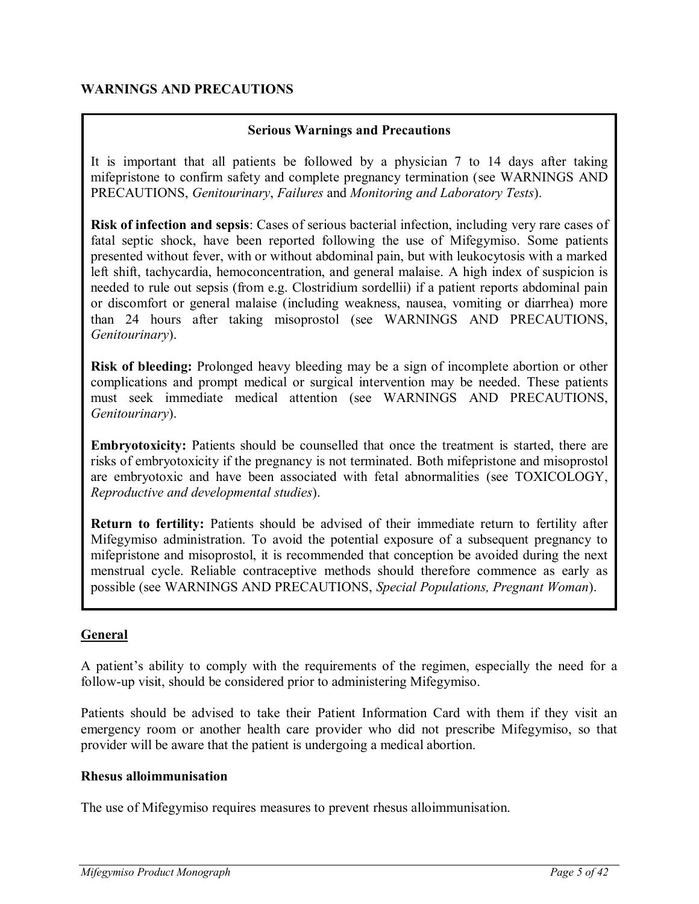## WARNINGS AND PRECAUTIONS

**Serious Warnings and Precautions**

It is important that all patients be followed by a physician 7 to 14 days after taking mifepristone to confirm safety and complete pregnancy termination (see WARNINGS AND PRECAUTIONS, *Genitourinary*, *Failures* and *Monitoring and Laboratory Tests*).

**Risk of infection and sepsis**: Cases of serious bacterial infection, including very rare cases of fatal septic shock, have been reported following the use of Mifegymiso. Some patients presented without fever, with or without abdominal pain, but with leukocytosis with a marked left shift, tachycardia, hemoconcentration, and general malaise. A high index of suspicion is needed to rule out sepsis (from e.g. Clostridium sordellii) if a patient reports abdominal pain or discomfort or general malaise (including weakness, nausea, vomiting or diarrhea) more than 24 hours after taking misoprostol (see WARNINGS AND PRECAUTIONS, *Genitourinary*).

**Risk of bleeding:** Prolonged heavy bleeding may be a sign of incomplete abortion or other complications and prompt medical or surgical intervention may be needed. These patients must seek immediate medical attention (see WARNINGS AND PRECAUTIONS, *Genitourinary*).

**Embryotoxicity:** Patients should be counselled that once the treatment is started, there are risks of embryotoxicity if the pregnancy is not terminated. Both mifepristone and misoprostol are embryotoxic and have been associated with fetal abnormalities (see TOXICOLOGY, *Reproductive and developmental studies*).

**Return to fertility:** Patients should be advised of their immediate return to fertility after Mifegymiso administration. To avoid the potential exposure of a subsequent pregnancy to mifepristone and misoprostol, it is recommended that conception be avoided during the next menstrual cycle. Reliable contraceptive methods should therefore commence as early as possible (see WARNINGS AND PRECAUTIONS, *Special Populations, Pregnant Woman*).

### General

A patient's ability to comply with the requirements of the regimen, especially the need for a follow-up visit, should be considered prior to administering Mifegymiso.

Patients should be advised to take their Patient Information Card with them if they visit an emergency room or another health care provider who did not prescribe Mifegymiso, so that provider will be aware that the patient is undergoing a medical abortion.

**Rhesus alloimmunisation**

The use of Mifegymiso requires measures to prevent rhesus alloimmunisation.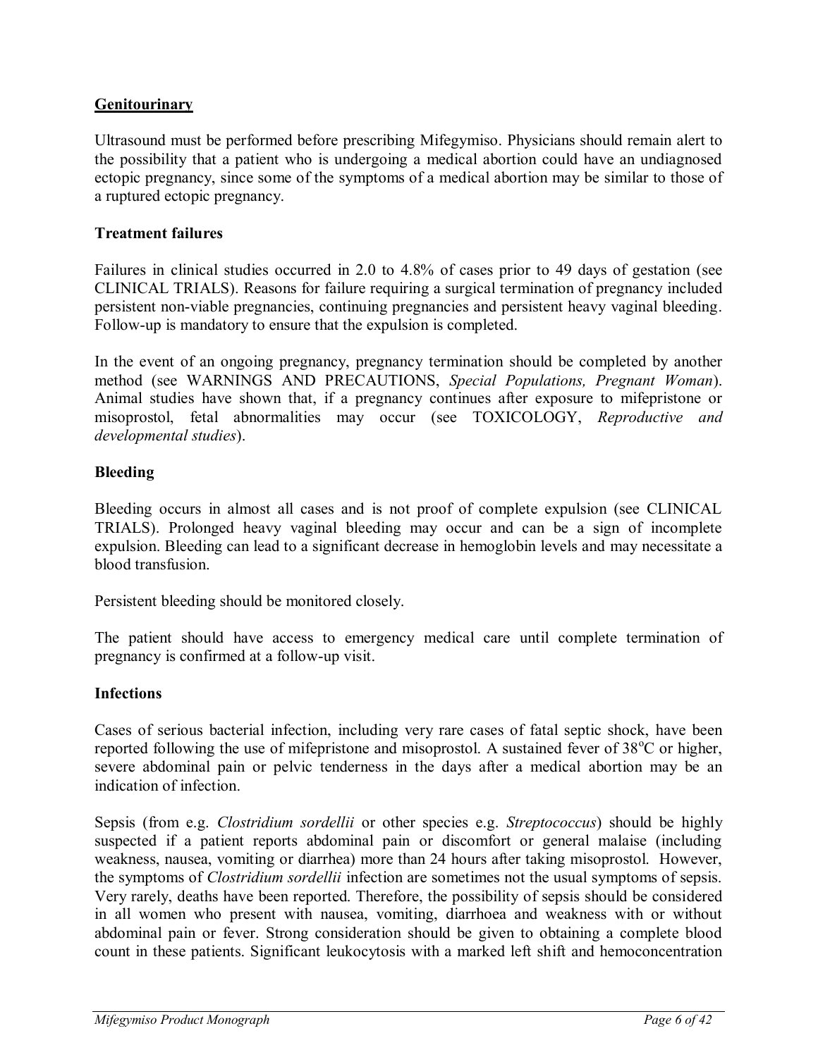**Genitourinary**

Ultrasound must be performed before prescribing Mifegymiso. Physicians should remain alert to the possibility that a patient who is undergoing a medical abortion could have an undiagnosed ectopic pregnancy, since some of the symptoms of a medical abortion may be similar to those of a ruptured ectopic pregnancy.

**Treatment failures**

Failures in clinical studies occurred in 2.0 to 4.8% of cases prior to 49 days of gestation (see CLINICAL TRIALS). Reasons for failure requiring a surgical termination of pregnancy included persistent non-viable pregnancies, continuing pregnancies and persistent heavy vaginal bleeding. Follow-up is mandatory to ensure that the expulsion is completed.

In the event of an ongoing pregnancy, pregnancy termination should be completed by another method (see WARNINGS AND PRECAUTIONS, *Special Populations, Pregnant Woman*). Animal studies have shown that, if a pregnancy continues after exposure to mifepristone or misoprostol, fetal abnormalities may occur (see TOXICOLOGY, *Reproductive and developmental studies*).

**Bleeding**

Bleeding occurs in almost all cases and is not proof of complete expulsion (see CLINICAL TRIALS). Prolonged heavy vaginal bleeding may occur and can be a sign of incomplete expulsion. Bleeding can lead to a significant decrease in hemoglobin levels and may necessitate a blood transfusion.

Persistent bleeding should be monitored closely.

The patient should have access to emergency medical care until complete termination of pregnancy is confirmed at a follow-up visit.

**Infections**

Cases of serious bacterial infection, including very rare cases of fatal septic shock, have been reported following the use of mifepristone and misoprostol. A sustained fever of 38°C or higher, severe abdominal pain or pelvic tenderness in the days after a medical abortion may be an indication of infection.

Sepsis (from e.g. *Clostridium sordellii* or other species e.g. *Streptococcus*) should be highly suspected if a patient reports abdominal pain or discomfort or general malaise (including weakness, nausea, vomiting or diarrhea) more than 24 hours after taking misoprostol. However, the symptoms of *Clostridium sordellii* infection are sometimes not the usual symptoms of sepsis. Very rarely, deaths have been reported. Therefore, the possibility of sepsis should be considered in all women who present with nausea, vomiting, diarrhoea and weakness with or without abdominal pain or fever. Strong consideration should be given to obtaining a complete blood count in these patients. Significant leukocytosis with a marked left shift and hemoconcentration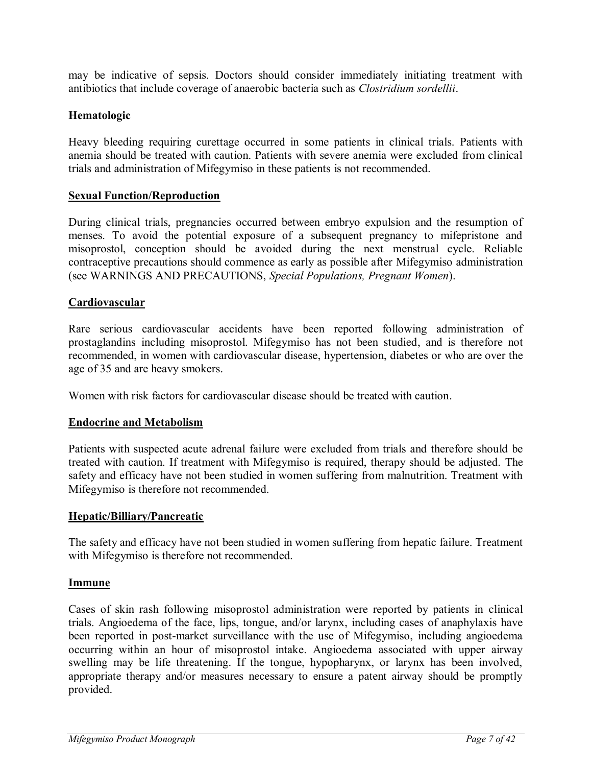may be indicative of sepsis. Doctors should consider immediately initiating treatment with antibiotics that include coverage of anaerobic bacteria such as *Clostridium sordellii*.

**Hematologic**

Heavy bleeding requiring curettage occurred in some patients in clinical trials. Patients with anemia should be treated with caution. Patients with severe anemia were excluded from clinical trials and administration of Mifegymiso in these patients is not recommended.

**Sexual Function/Reproduction**

During clinical trials, pregnancies occurred between embryo expulsion and the resumption of menses. To avoid the potential exposure of a subsequent pregnancy to mifepristone and misoprostol, conception should be avoided during the next menstrual cycle. Reliable contraceptive precautions should commence as early as possible after Mifegymiso administration (see WARNINGS AND PRECAUTIONS, *Special Populations, Pregnant Women*).

**Cardiovascular**

Rare serious cardiovascular accidents have been reported following administration of prostaglandins including misoprostol. Mifegymiso has not been studied, and is therefore not recommended, in women with cardiovascular disease, hypertension, diabetes or who are over the age of 35 and are heavy smokers.

Women with risk factors for cardiovascular disease should be treated with caution.

**Endocrine and Metabolism**

Patients with suspected acute adrenal failure were excluded from trials and therefore should be treated with caution. If treatment with Mifegymiso is required, therapy should be adjusted. The safety and efficacy have not been studied in women suffering from malnutrition. Treatment with Mifegymiso is therefore not recommended.

**Hepatic/Billiary/Pancreatic**

The safety and efficacy have not been studied in women suffering from hepatic failure. Treatment with Mifegymiso is therefore not recommended.

**Immune**

Cases of skin rash following misoprostol administration were reported by patients in clinical trials. Angioedema of the face, lips, tongue, and/or larynx, including cases of anaphylaxis have been reported in post-market surveillance with the use of Mifegymiso, including angioedema occurring within an hour of misoprostol intake. Angioedema associated with upper airway swelling may be life threatening. If the tongue, hypopharynx, or larynx has been involved, appropriate therapy and/or measures necessary to ensure a patent airway should be promptly provided.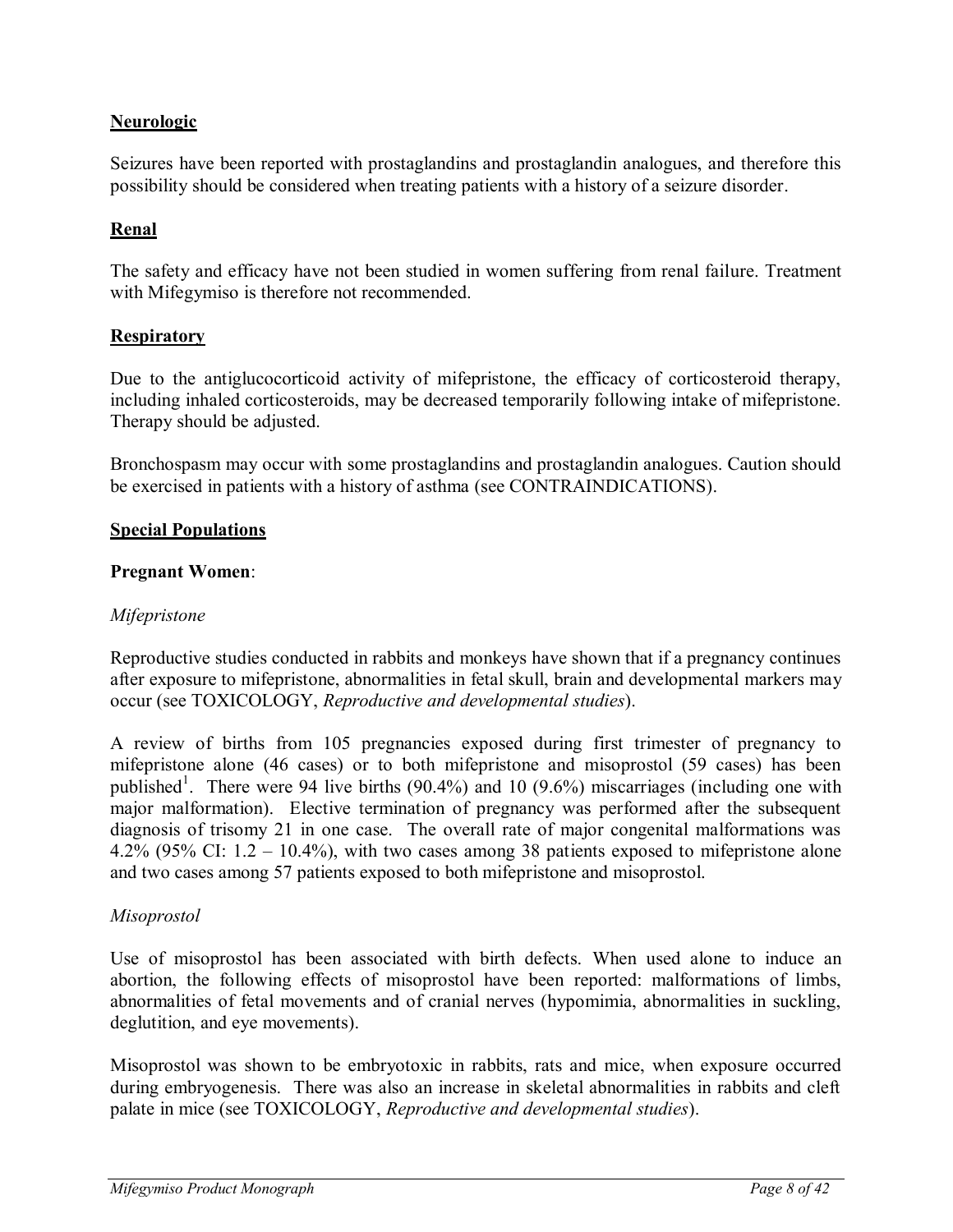## Neurologic

Seizures have been reported with prostaglandins and prostaglandin analogues, and therefore this possibility should be considered when treating patients with a history of a seizure disorder.

## Renal

The safety and efficacy have not been studied in women suffering from renal failure. Treatment with Mifegymiso is therefore not recommended.

## Respiratory

Due to the antiglucocorticoid activity of mifepristone, the efficacy of corticosteroid therapy, including inhaled corticosteroids, may be decreased temporarily following intake of mifepristone. Therapy should be adjusted.

Bronchospasm may occur with some prostaglandins and prostaglandin analogues. Caution should be exercised in patients with a history of asthma (see CONTRAINDICATIONS).

## Special Populations

**Pregnant Women**:

*Mifepristone*

Reproductive studies conducted in rabbits and monkeys have shown that if a pregnancy continues after exposure to mifepristone, abnormalities in fetal skull, brain and developmental markers may occur (see TOXICOLOGY, *Reproductive and developmental studies*).

A review of births from 105 pregnancies exposed during first trimester of pregnancy to mifepristone alone (46 cases) or to both mifepristone and misoprostol (59 cases) has been published[1]. There were 94 live births (90.4%) and 10 (9.6%) miscarriages (including one with major malformation). Elective termination of pregnancy was performed after the subsequent diagnosis of trisomy 21 in one case. The overall rate of major congenital malformations was 4.2% (95% CI: 1.2 – 10.4%), with two cases among 38 patients exposed to mifepristone alone and two cases among 57 patients exposed to both mifepristone and misoprostol.

*Misoprostol*

Use of misoprostol has been associated with birth defects. When used alone to induce an abortion, the following effects of misoprostol have been reported: malformations of limbs, abnormalities of fetal movements and of cranial nerves (hypomimia, abnormalities in suckling, deglutition, and eye movements).

Misoprostol was shown to be embryotoxic in rabbits, rats and mice, when exposure occurred during embryogenesis. There was also an increase in skeletal abnormalities in rabbits and cleft palate in mice (see TOXICOLOGY, *Reproductive and developmental studies*).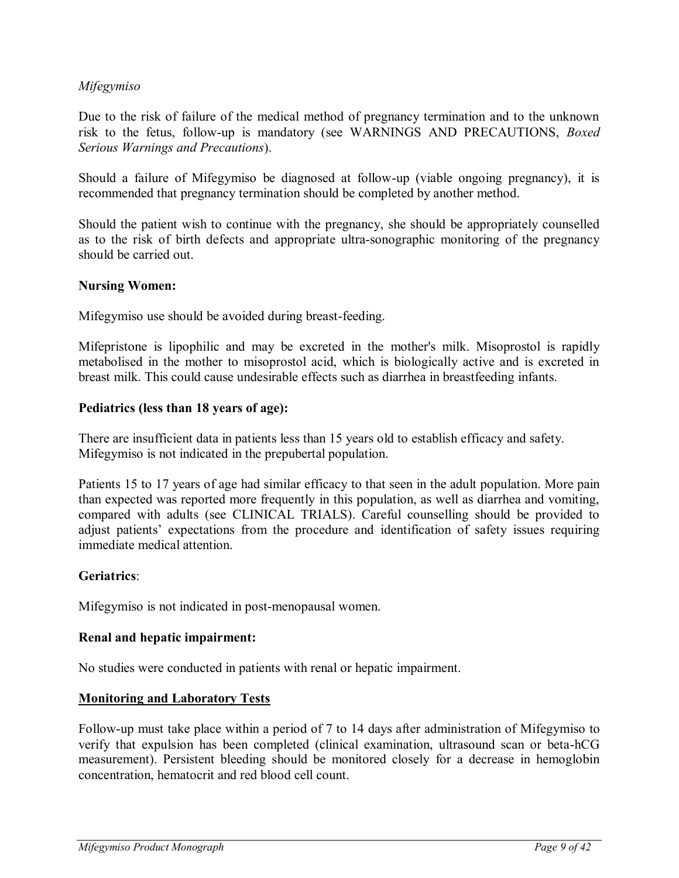*Mifegymiso*

Due to the risk of failure of the medical method of pregnancy termination and to the unknown risk to the fetus, follow-up is mandatory (see WARNINGS AND PRECAUTIONS, *Boxed Serious Warnings and Precautions*).

Should a failure of Mifegymiso be diagnosed at follow-up (viable ongoing pregnancy), it is recommended that pregnancy termination should be completed by another method.

Should the patient wish to continue with the pregnancy, she should be appropriately counselled as to the risk of birth defects and appropriate ultra-sonographic monitoring of the pregnancy should be carried out.

**Nursing Women:**

Mifegymiso use should be avoided during breast-feeding.

Mifepristone is lipophilic and may be excreted in the mother's milk. Misoprostol is rapidly metabolised in the mother to misoprostol acid, which is biologically active and is excreted in breast milk. This could cause undesirable effects such as diarrhea in breastfeeding infants.

**Pediatrics (less than 18 years of age):**

There are insufficient data in patients less than 15 years old to establish efficacy and safety. Mifegymiso is not indicated in the prepubertal population.

Patients 15 to 17 years of age had similar efficacy to that seen in the adult population. More pain than expected was reported more frequently in this population, as well as diarrhea and vomiting, compared with adults (see CLINICAL TRIALS). Careful counselling should be provided to adjust patients' expectations from the procedure and identification of safety issues requiring immediate medical attention.

**Geriatrics**:

Mifegymiso is not indicated in post-menopausal women.

**Renal and hepatic impairment:**

No studies were conducted in patients with renal or hepatic impairment.

## Monitoring and Laboratory Tests

Follow-up must take place within a period of 7 to 14 days after administration of Mifegymiso to verify that expulsion has been completed (clinical examination, ultrasound scan or beta-hCG measurement). Persistent bleeding should be monitored closely for a decrease in hemoglobin concentration, hematocrit and red blood cell count.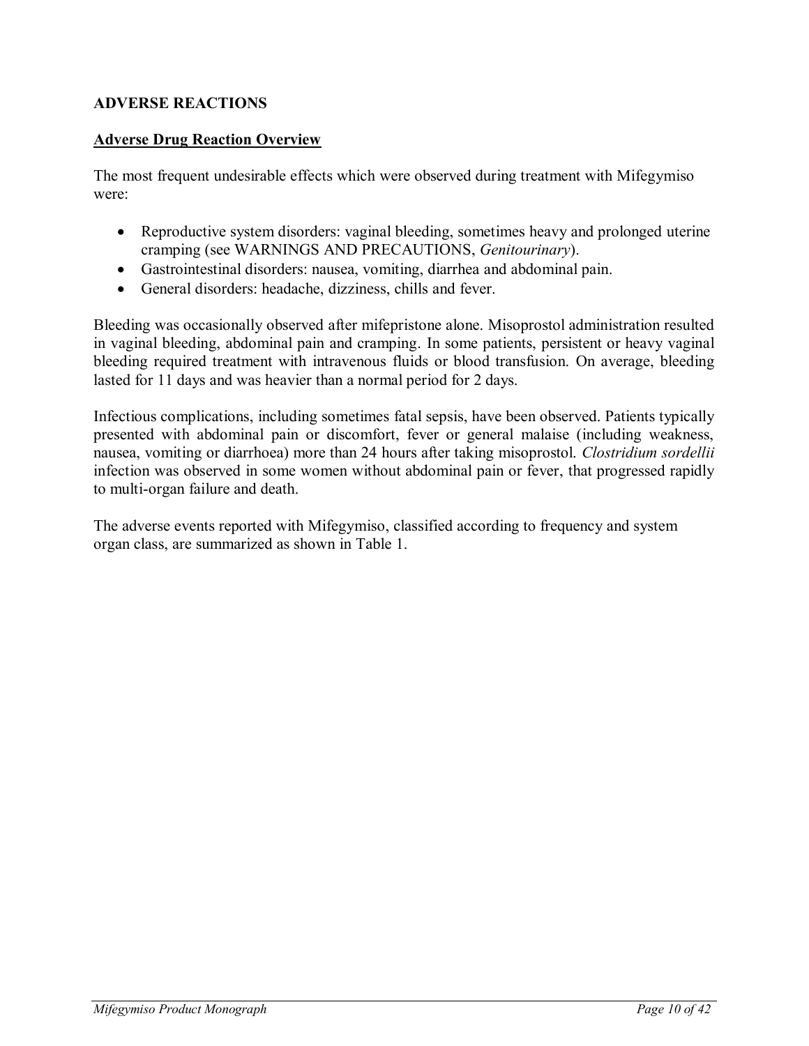# ADVERSE REACTIONS

## Adverse Drug Reaction Overview

The most frequent undesirable effects which were observed during treatment with Mifegymiso were:

- Reproductive system disorders: vaginal bleeding, sometimes heavy and prolonged uterine cramping (see WARNINGS AND PRECAUTIONS, *Genitourinary*).
- Gastrointestinal disorders: nausea, vomiting, diarrhea and abdominal pain.
- General disorders: headache, dizziness, chills and fever.

Bleeding was occasionally observed after mifepristone alone. Misoprostol administration resulted in vaginal bleeding, abdominal pain and cramping. In some patients, persistent or heavy vaginal bleeding required treatment with intravenous fluids or blood transfusion. On average, bleeding lasted for 11 days and was heavier than a normal period for 2 days.

Infectious complications, including sometimes fatal sepsis, have been observed. Patients typically presented with abdominal pain or discomfort, fever or general malaise (including weakness, nausea, vomiting or diarrhoea) more than 24 hours after taking misoprostol. *Clostridium sordellii* infection was observed in some women without abdominal pain or fever, that progressed rapidly to multi-organ failure and death.

The adverse events reported with Mifegymiso, classified according to frequency and system organ class, are summarized as shown in Table 1.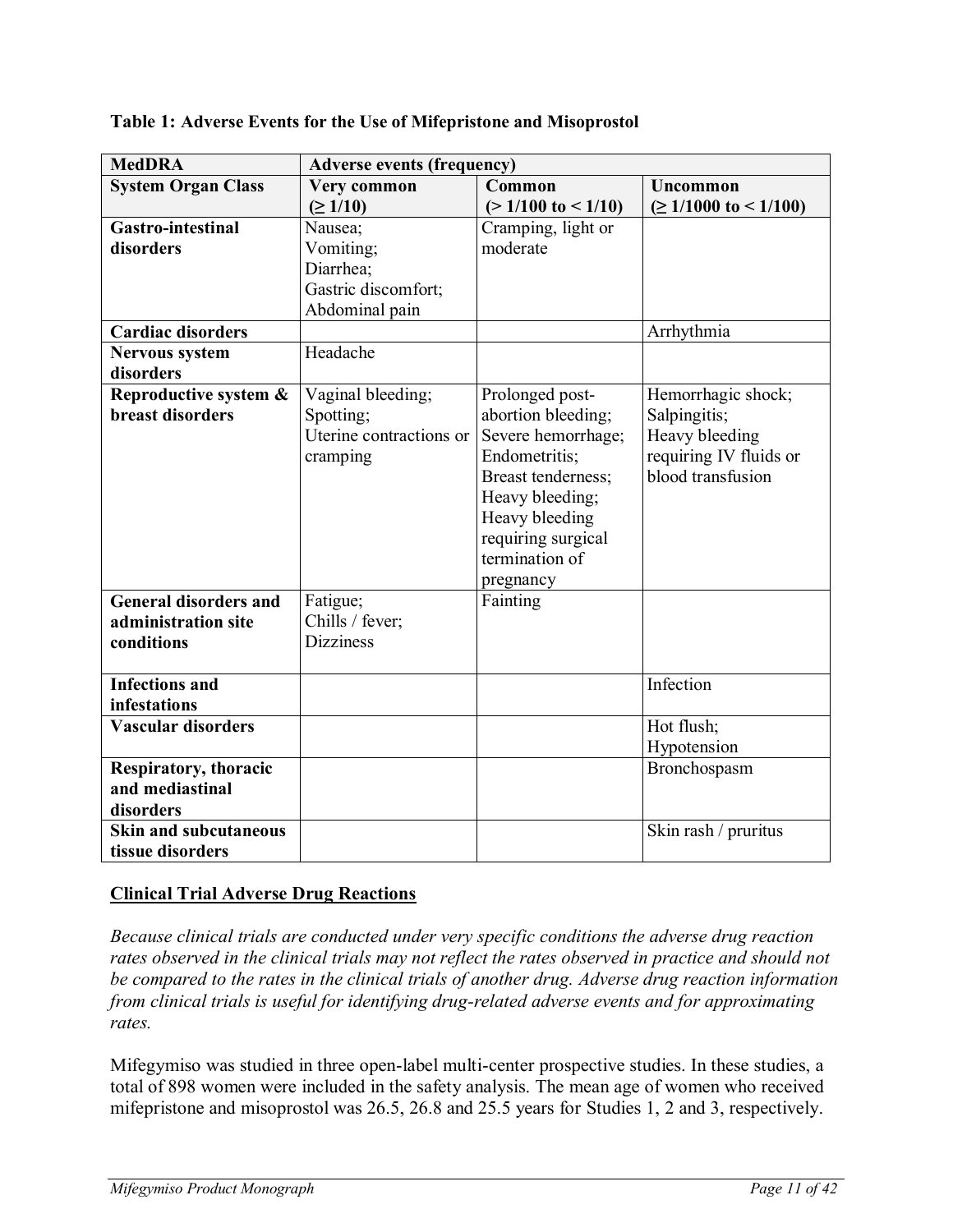**Table 1: Adverse Events for the Use of Mifepristone and Misoprostol**

| MedDRA | Adverse events (frequency) | | |
|---|---|---|---|
| **System Organ Class** | **Very common (≥ 1/10)** | **Common (> 1/100 to < 1/10)** | **Uncommon (≥ 1/1000 to < 1/100)** |
| **Gastro-intestinal disorders** | Nausea; Vomiting; Diarrhea; Gastric discomfort; Abdominal pain | Cramping, light or moderate | |
| **Cardiac disorders** | | | Arrhythmia |
| **Nervous system disorders** | Headache | | |
| **Reproductive system & breast disorders** | Vaginal bleeding; Spotting; Uterine contractions or cramping | Prolonged post-abortion bleeding; Severe hemorrhage; Endometritis; Breast tenderness; Heavy bleeding; Heavy bleeding requiring surgical termination of pregnancy | Hemorrhagic shock; Salpingitis; Heavy bleeding requiring IV fluids or blood transfusion |
| **General disorders and administration site conditions** | Fatigue; Chills / fever; Dizziness | Fainting | |
| **Infections and infestations** | | | Infection |
| **Vascular disorders** | | | Hot flush; Hypotension |
| **Respiratory, thoracic and mediastinal disorders** | | | Bronchospasm |
| **Skin and subcutaneous tissue disorders** | | | Skin rash / pruritus |

## Clinical Trial Adverse Drug Reactions

*Because clinical trials are conducted under very specific conditions the adverse drug reaction rates observed in the clinical trials may not reflect the rates observed in practice and should not be compared to the rates in the clinical trials of another drug. Adverse drug reaction information from clinical trials is useful for identifying drug-related adverse events and for approximating rates.*

Mifegymiso was studied in three open-label multi-center prospective studies. In these studies, a total of 898 women were included in the safety analysis. The mean age of women who received mifepristone and misoprostol was 26.5, 26.8 and 25.5 years for Studies 1, 2 and 3, respectively.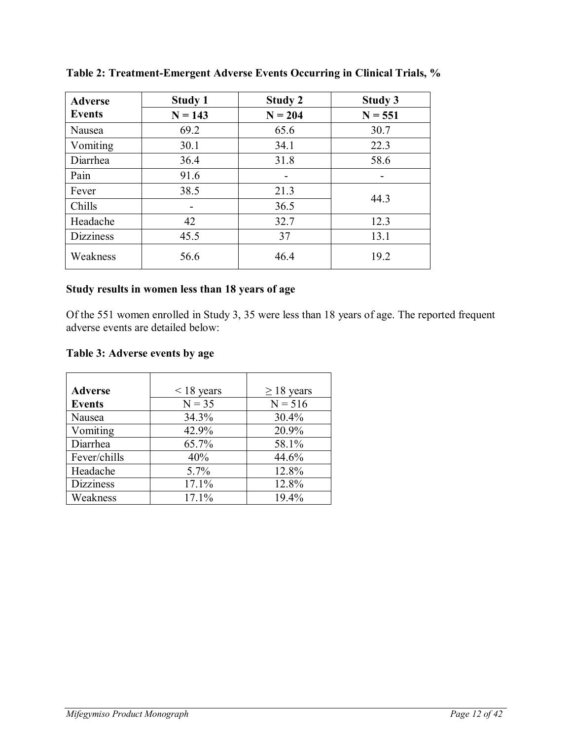**Table 2: Treatment-Emergent Adverse Events Occurring in Clinical Trials, %**

| Adverse Events | Study 1 | Study 2 | Study 3 |
|---|---|---|---|
| | N = 143 | N = 204 | N = 551 |
| Nausea | 69.2 | 65.6 | 30.7 |
| Vomiting | 30.1 | 34.1 | 22.3 |
| Diarrhea | 36.4 | 31.8 | 58.6 |
| Pain | 91.6 | - | - |
| Fever | 38.5 | 21.3 | 44.3 |
| Chills | - | 36.5 | |
| Headache | 42 | 32.7 | 12.3 |
| Dizziness | 45.5 | 37 | 13.1 |
| Weakness | 56.6 | 46.4 | 19.2 |

**Study results in women less than 18 years of age**

Of the 551 women enrolled in Study 3, 35 were less than 18 years of age. The reported frequent adverse events are detailed below:

**Table 3: Adverse events by age**

| Adverse Events | < 18 years | ≥ 18 years |
|---|---|---|
| | N = 35 | N = 516 |
| Nausea | 34.3% | 30.4% |
| Vomiting | 42.9% | 20.9% |
| Diarrhea | 65.7% | 58.1% |
| Fever/chills | 40% | 44.6% |
| Headache | 5.7% | 12.8% |
| Dizziness | 17.1% | 12.8% |
| Weakness | 17.1% | 19.4% |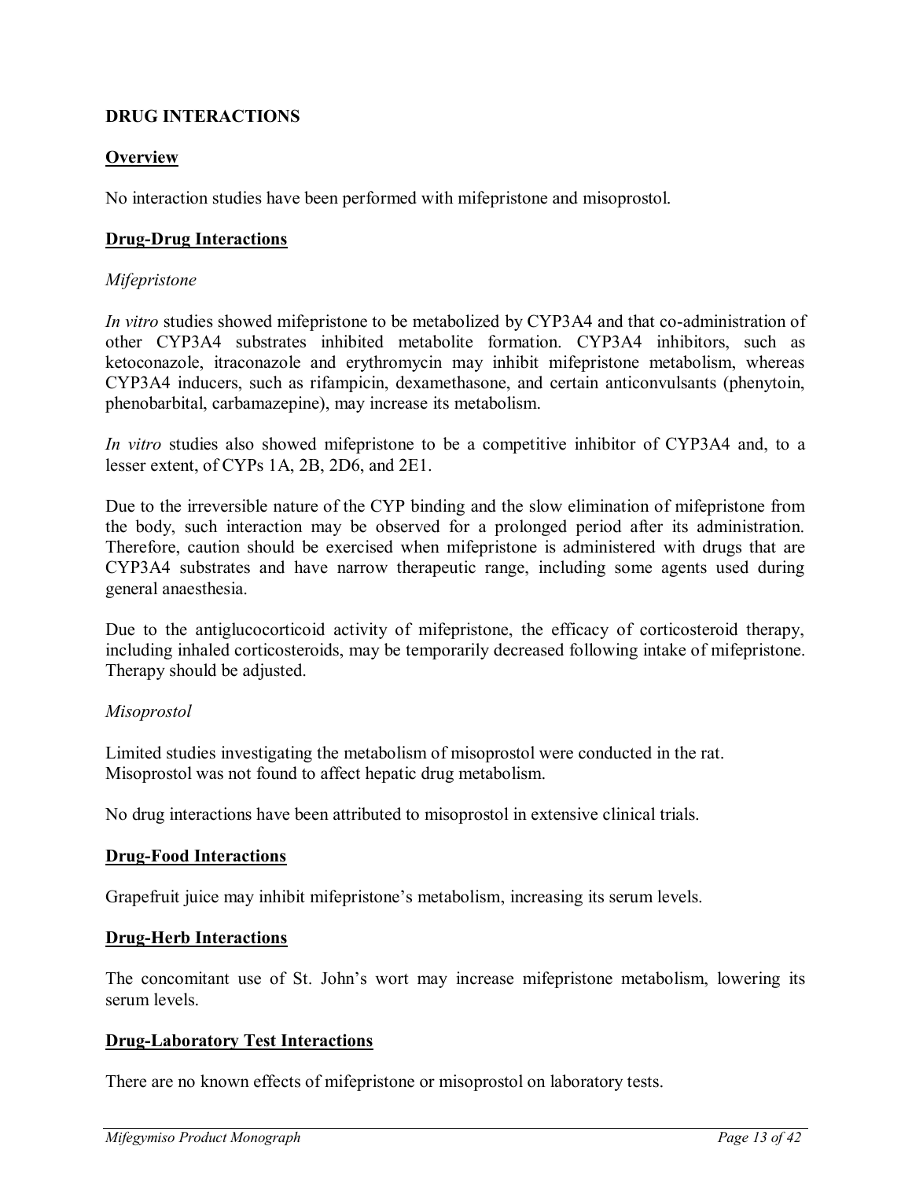## DRUG INTERACTIONS

### Overview

No interaction studies have been performed with mifepristone and misoprostol.

### Drug-Drug Interactions

*Mifepristone*

*In vitro* studies showed mifepristone to be metabolized by CYP3A4 and that co-administration of other CYP3A4 substrates inhibited metabolite formation. CYP3A4 inhibitors, such as ketoconazole, itraconazole and erythromycin may inhibit mifepristone metabolism, whereas CYP3A4 inducers, such as rifampicin, dexamethasone, and certain anticonvulsants (phenytoin, phenobarbital, carbamazepine), may increase its metabolism.

*In vitro* studies also showed mifepristone to be a competitive inhibitor of CYP3A4 and, to a lesser extent, of CYPs 1A, 2B, 2D6, and 2E1.

Due to the irreversible nature of the CYP binding and the slow elimination of mifepristone from the body, such interaction may be observed for a prolonged period after its administration. Therefore, caution should be exercised when mifepristone is administered with drugs that are CYP3A4 substrates and have narrow therapeutic range, including some agents used during general anaesthesia.

Due to the antiglucocorticoid activity of mifepristone, the efficacy of corticosteroid therapy, including inhaled corticosteroids, may be temporarily decreased following intake of mifepristone. Therapy should be adjusted.

*Misoprostol*

Limited studies investigating the metabolism of misoprostol were conducted in the rat. Misoprostol was not found to affect hepatic drug metabolism.

No drug interactions have been attributed to misoprostol in extensive clinical trials.

### Drug-Food Interactions

Grapefruit juice may inhibit mifepristone's metabolism, increasing its serum levels.

### Drug-Herb Interactions

The concomitant use of St. John's wort may increase mifepristone metabolism, lowering its serum levels.

### Drug-Laboratory Test Interactions

There are no known effects of mifepristone or misoprostol on laboratory tests.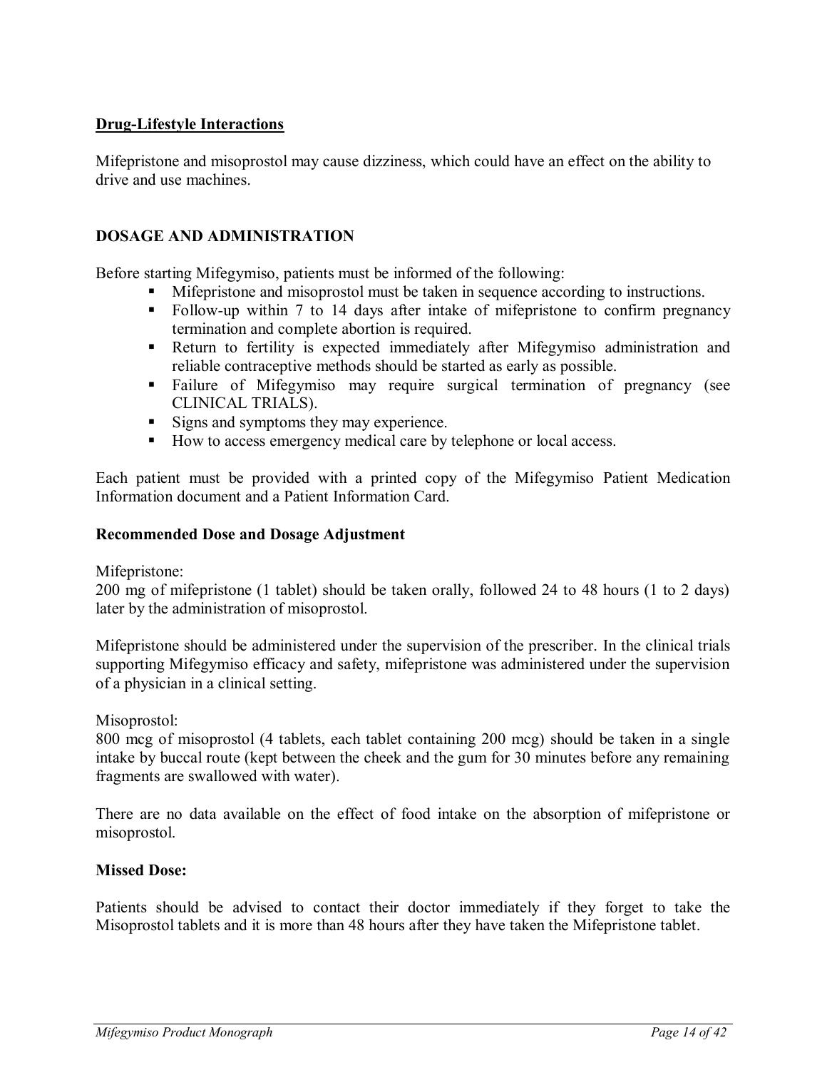**Drug-Lifestyle Interactions**

Mifepristone and misoprostol may cause dizziness, which could have an effect on the ability to drive and use machines.

## DOSAGE AND ADMINISTRATION

Before starting Mifegymiso, patients must be informed of the following:

- Mifepristone and misoprostol must be taken in sequence according to instructions.
- Follow-up within 7 to 14 days after intake of mifepristone to confirm pregnancy termination and complete abortion is required.
- Return to fertility is expected immediately after Mifegymiso administration and reliable contraceptive methods should be started as early as possible.
- Failure of Mifegymiso may require surgical termination of pregnancy (see CLINICAL TRIALS).
- Signs and symptoms they may experience.
- How to access emergency medical care by telephone or local access.

Each patient must be provided with a printed copy of the Mifegymiso Patient Medication Information document and a Patient Information Card.

### Recommended Dose and Dosage Adjustment

Mifepristone:
200 mg of mifepristone (1 tablet) should be taken orally, followed 24 to 48 hours (1 to 2 days) later by the administration of misoprostol.

Mifepristone should be administered under the supervision of the prescriber. In the clinical trials supporting Mifegymiso efficacy and safety, mifepristone was administered under the supervision of a physician in a clinical setting.

Misoprostol:
800 mcg of misoprostol (4 tablets, each tablet containing 200 mcg) should be taken in a single intake by buccal route (kept between the cheek and the gum for 30 minutes before any remaining fragments are swallowed with water).

There are no data available on the effect of food intake on the absorption of mifepristone or misoprostol.

### Missed Dose:

Patients should be advised to contact their doctor immediately if they forget to take the Misoprostol tablets and it is more than 48 hours after they have taken the Mifepristone tablet.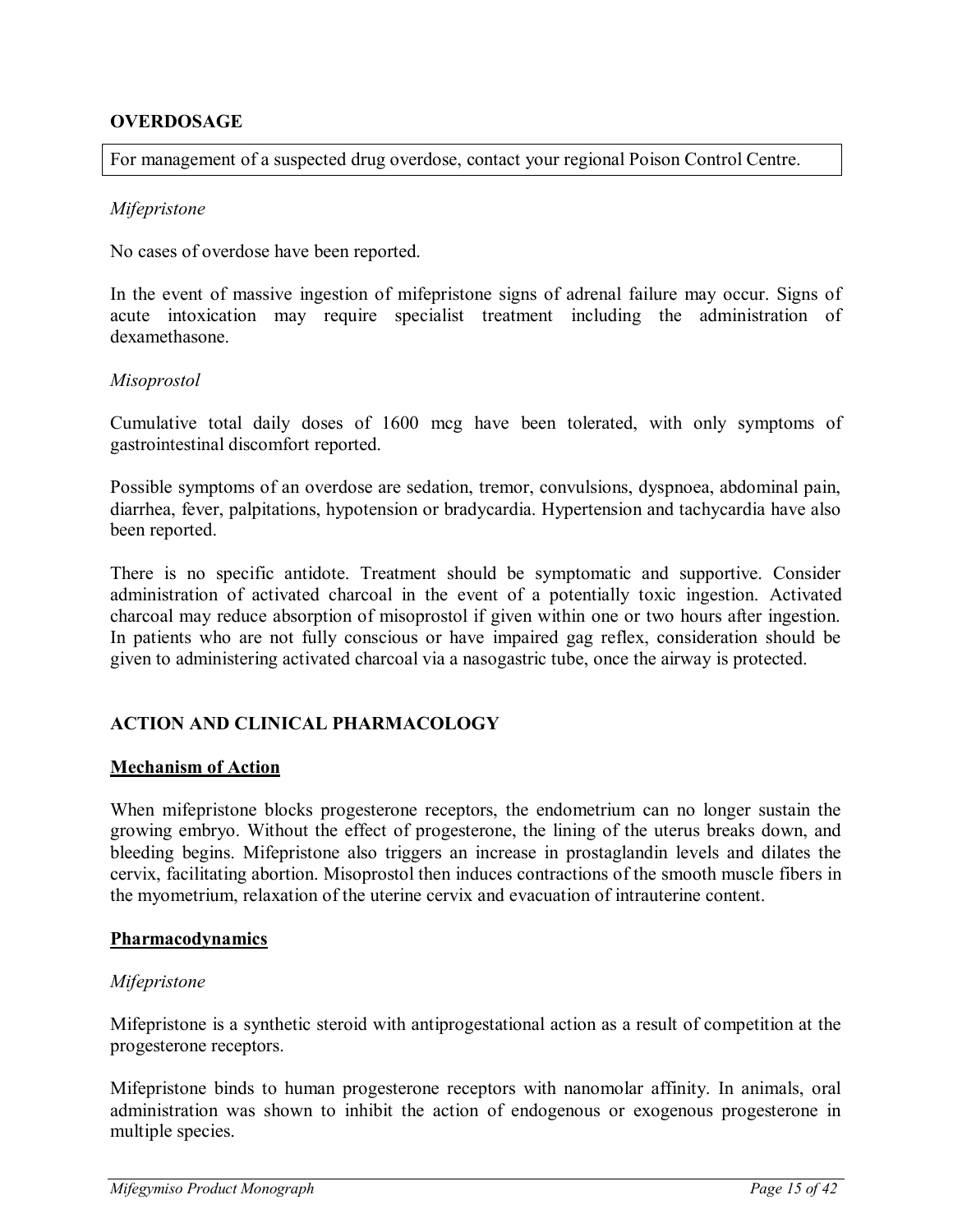## OVERDOSAGE

For management of a suspected drug overdose, contact your regional Poison Control Centre.

*Mifepristone*

No cases of overdose have been reported.

In the event of massive ingestion of mifepristone signs of adrenal failure may occur. Signs of acute intoxication may require specialist treatment including the administration of dexamethasone.

*Misoprostol*

Cumulative total daily doses of 1600 mcg have been tolerated, with only symptoms of gastrointestinal discomfort reported.

Possible symptoms of an overdose are sedation, tremor, convulsions, dyspnoea, abdominal pain, diarrhea, fever, palpitations, hypotension or bradycardia. Hypertension and tachycardia have also been reported.

There is no specific antidote. Treatment should be symptomatic and supportive. Consider administration of activated charcoal in the event of a potentially toxic ingestion. Activated charcoal may reduce absorption of misoprostol if given within one or two hours after ingestion. In patients who are not fully conscious or have impaired gag reflex, consideration should be given to administering activated charcoal via a nasogastric tube, once the airway is protected.

## ACTION AND CLINICAL PHARMACOLOGY

### Mechanism of Action

When mifepristone blocks progesterone receptors, the endometrium can no longer sustain the growing embryo. Without the effect of progesterone, the lining of the uterus breaks down, and bleeding begins. Mifepristone also triggers an increase in prostaglandin levels and dilates the cervix, facilitating abortion. Misoprostol then induces contractions of the smooth muscle fibers in the myometrium, relaxation of the uterine cervix and evacuation of intrauterine content.

### Pharmacodynamics

*Mifepristone*

Mifepristone is a synthetic steroid with antiprogestational action as a result of competition at the progesterone receptors.

Mifepristone binds to human progesterone receptors with nanomolar affinity. In animals, oral administration was shown to inhibit the action of endogenous or exogenous progesterone in multiple species.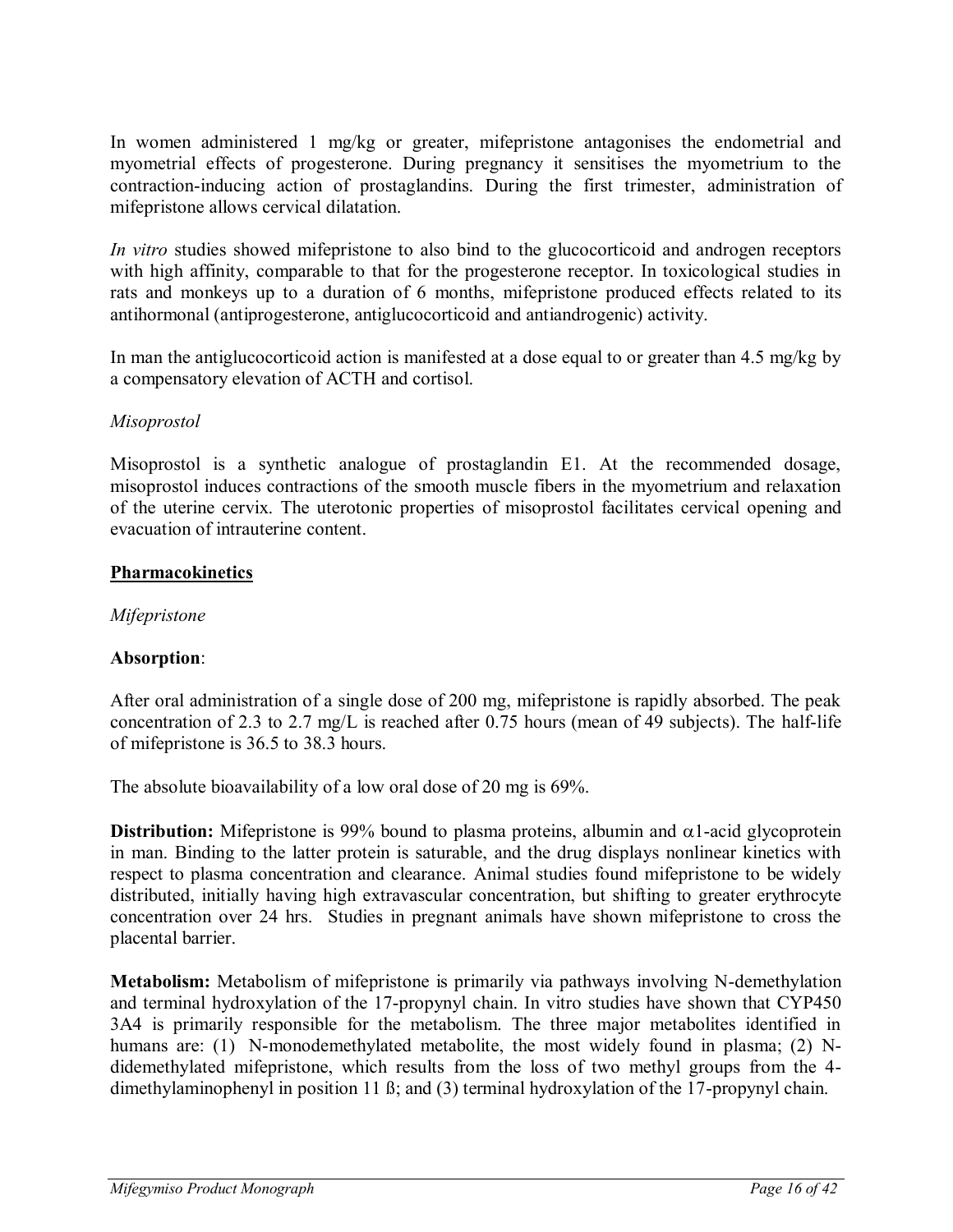In women administered 1 mg/kg or greater, mifepristone antagonises the endometrial and myometrial effects of progesterone. During pregnancy it sensitises the myometrium to the contraction-inducing action of prostaglandins. During the first trimester, administration of mifepristone allows cervical dilatation.

*In vitro* studies showed mifepristone to also bind to the glucocorticoid and androgen receptors with high affinity, comparable to that for the progesterone receptor. In toxicological studies in rats and monkeys up to a duration of 6 months, mifepristone produced effects related to its antihormonal (antiprogesterone, antiglucocorticoid and antiandrogenic) activity.

In man the antiglucocorticoid action is manifested at a dose equal to or greater than 4.5 mg/kg by a compensatory elevation of ACTH and cortisol.

*Misoprostol*

Misoprostol is a synthetic analogue of prostaglandin E1. At the recommended dosage, misoprostol induces contractions of the smooth muscle fibers in the myometrium and relaxation of the uterine cervix. The uterotonic properties of misoprostol facilitates cervical opening and evacuation of intrauterine content.

## Pharmacokinetics

*Mifepristone*

**Absorption**:

After oral administration of a single dose of 200 mg, mifepristone is rapidly absorbed. The peak concentration of 2.3 to 2.7 mg/L is reached after 0.75 hours (mean of 49 subjects). The half-life of mifepristone is 36.5 to 38.3 hours.

The absolute bioavailability of a low oral dose of 20 mg is 69%.

**Distribution:** Mifepristone is 99% bound to plasma proteins, albumin and $\alpha$1-acid glycoprotein in man. Binding to the latter protein is saturable, and the drug displays nonlinear kinetics with respect to plasma concentration and clearance. Animal studies found mifepristone to be widely distributed, initially having high extravascular concentration, but shifting to greater erythrocyte concentration over 24 hrs. Studies in pregnant animals have shown mifepristone to cross the placental barrier.

**Metabolism:** Metabolism of mifepristone is primarily via pathways involving N-demethylation and terminal hydroxylation of the 17-propynyl chain. In vitro studies have shown that CYP450 3A4 is primarily responsible for the metabolism. The three major metabolites identified in humans are: (1) N-monodemethylated metabolite, the most widely found in plasma; (2) N-didemethylated mifepristone, which results from the loss of two methyl groups from the 4-dimethylaminophenyl in position 11 ß; and (3) terminal hydroxylation of the 17-propynyl chain.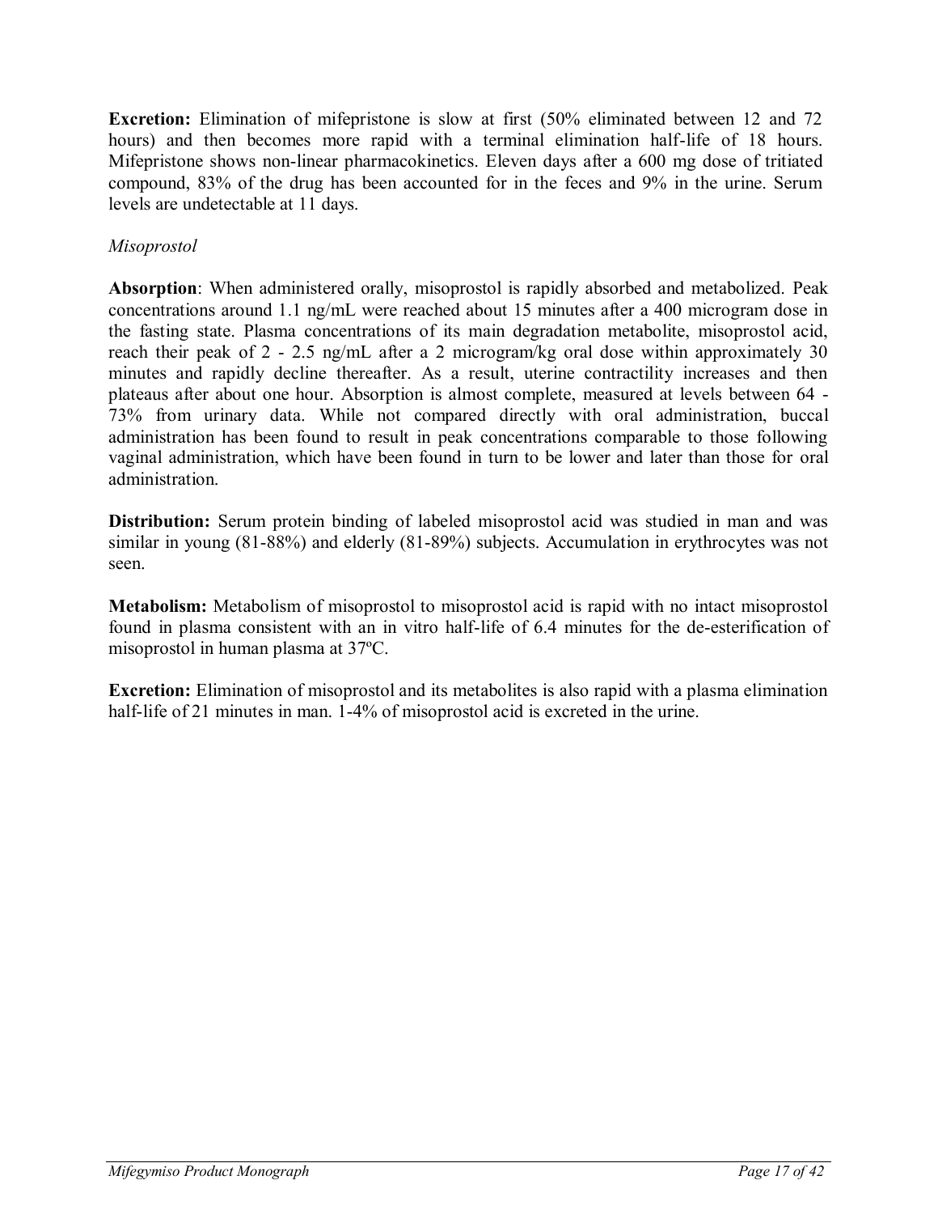**Excretion:** Elimination of mifepristone is slow at first (50% eliminated between 12 and 72 hours) and then becomes more rapid with a terminal elimination half-life of 18 hours. Mifepristone shows non-linear pharmacokinetics. Eleven days after a 600 mg dose of tritiated compound, 83% of the drug has been accounted for in the feces and 9% in the urine. Serum levels are undetectable at 11 days.

*Misoprostol*

**Absorption**: When administered orally, misoprostol is rapidly absorbed and metabolized. Peak concentrations around 1.1 ng/mL were reached about 15 minutes after a 400 microgram dose in the fasting state. Plasma concentrations of its main degradation metabolite, misoprostol acid, reach their peak of 2 - 2.5 ng/mL after a 2 microgram/kg oral dose within approximately 30 minutes and rapidly decline thereafter. As a result, uterine contractility increases and then plateaus after about one hour. Absorption is almost complete, measured at levels between 64 - 73% from urinary data. While not compared directly with oral administration, buccal administration has been found to result in peak concentrations comparable to those following vaginal administration, which have been found in turn to be lower and later than those for oral administration.

**Distribution:** Serum protein binding of labeled misoprostol acid was studied in man and was similar in young (81-88%) and elderly (81-89%) subjects. Accumulation in erythrocytes was not seen.

**Metabolism:** Metabolism of misoprostol to misoprostol acid is rapid with no intact misoprostol found in plasma consistent with an in vitro half-life of 6.4 minutes for the de-esterification of misoprostol in human plasma at 37ºC.

**Excretion:** Elimination of misoprostol and its metabolites is also rapid with a plasma elimination half-life of 21 minutes in man. 1-4% of misoprostol acid is excreted in the urine.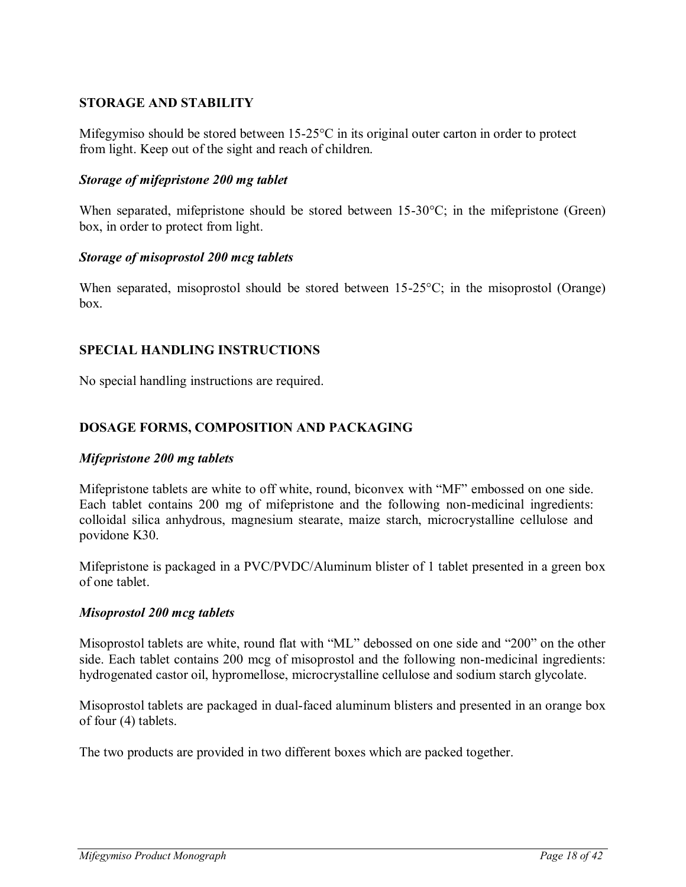## STORAGE AND STABILITY

Mifegymiso should be stored between 15-25°C in its original outer carton in order to protect from light. Keep out of the sight and reach of children.

### *Storage of mifepristone 200 mg tablet*

When separated, mifepristone should be stored between 15-30°C; in the mifepristone (Green) box, in order to protect from light.

### *Storage of misoprostol 200 mcg tablets*

When separated, misoprostol should be stored between 15-25°C; in the misoprostol (Orange) box.

## SPECIAL HANDLING INSTRUCTIONS

No special handling instructions are required.

## DOSAGE FORMS, COMPOSITION AND PACKAGING

### *Mifepristone 200 mg tablets*

Mifepristone tablets are white to off white, round, biconvex with "MF" embossed on one side. Each tablet contains 200 mg of mifepristone and the following non-medicinal ingredients: colloidal silica anhydrous, magnesium stearate, maize starch, microcrystalline cellulose and povidone K30.

Mifepristone is packaged in a PVC/PVDC/Aluminum blister of 1 tablet presented in a green box of one tablet.

### *Misoprostol 200 mcg tablets*

Misoprostol tablets are white, round flat with "ML" debossed on one side and "200" on the other side. Each tablet contains 200 mcg of misoprostol and the following non-medicinal ingredients: hydrogenated castor oil, hypromellose, microcrystalline cellulose and sodium starch glycolate.

Misoprostol tablets are packaged in dual-faced aluminum blisters and presented in an orange box of four (4) tablets.

The two products are provided in two different boxes which are packed together.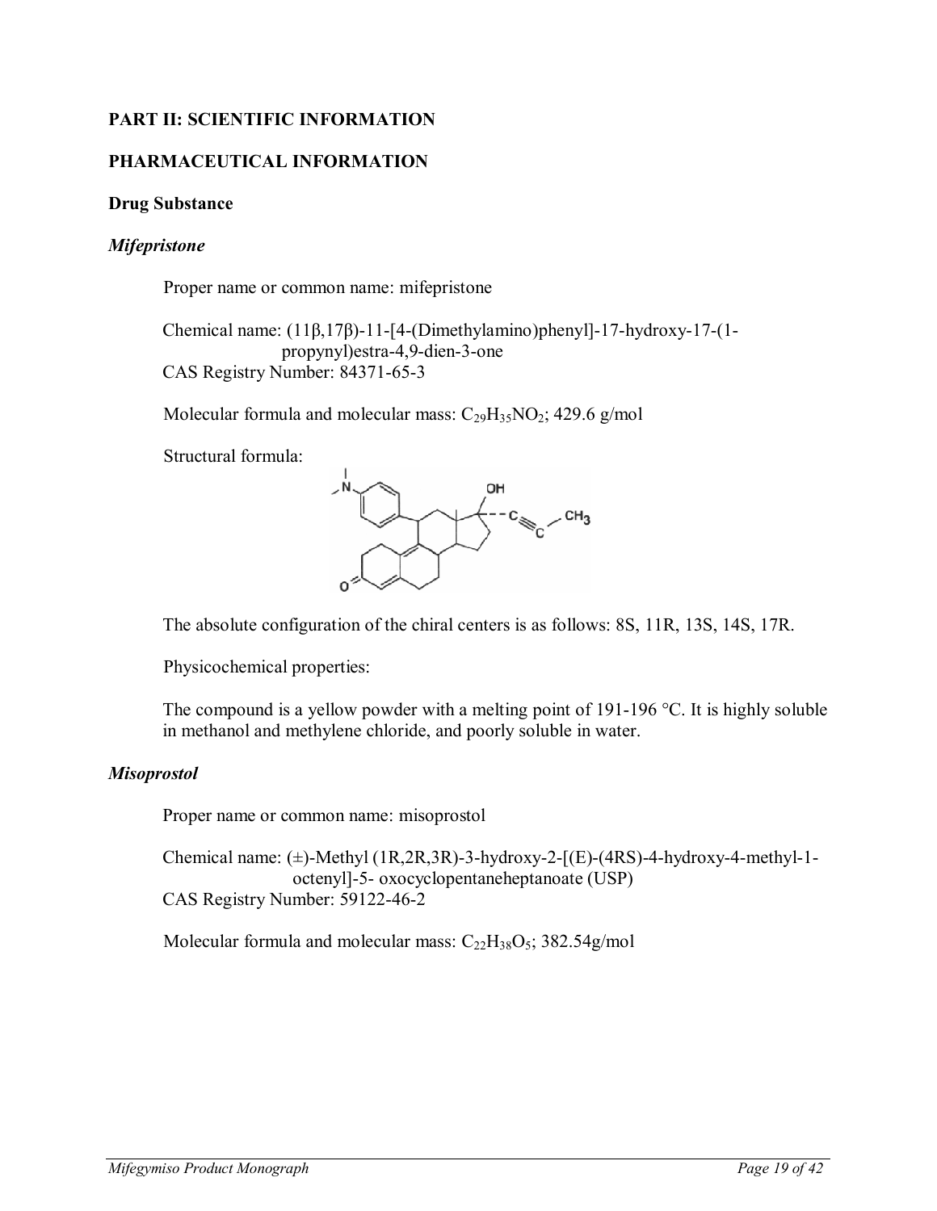## PART II: SCIENTIFIC INFORMATION

## PHARMACEUTICAL INFORMATION

### Drug Substance

#### *Mifepristone*

Proper name or common name: mifepristone

Chemical name: (11β,17β)-11-[4-(Dimethylamino)phenyl]-17-hydroxy-17-(1-propynyl)estra-4,9-dien-3-one
CAS Registry Number: 84371-65-3

Molecular formula and molecular mass: $C_{29}H_{35}NO_2$; 429.6 g/mol

Structural formula:

The absolute configuration of the chiral centers is as follows: 8S, 11R, 13S, 14S, 17R.

Physicochemical properties:

The compound is a yellow powder with a melting point of 191-196 °C. It is highly soluble in methanol and methylene chloride, and poorly soluble in water.

#### *Misoprostol*

Proper name or common name: misoprostol

Chemical name: (±)-Methyl (1R,2R,3R)-3-hydroxy-2-[(E)-(4RS)-4-hydroxy-4-methyl-1-octenyl]-5- oxocyclopentaneheptanoate (USP)
CAS Registry Number: 59122-46-2

Molecular formula and molecular mass: $C_{22}H_{38}O_5$; 382.54g/mol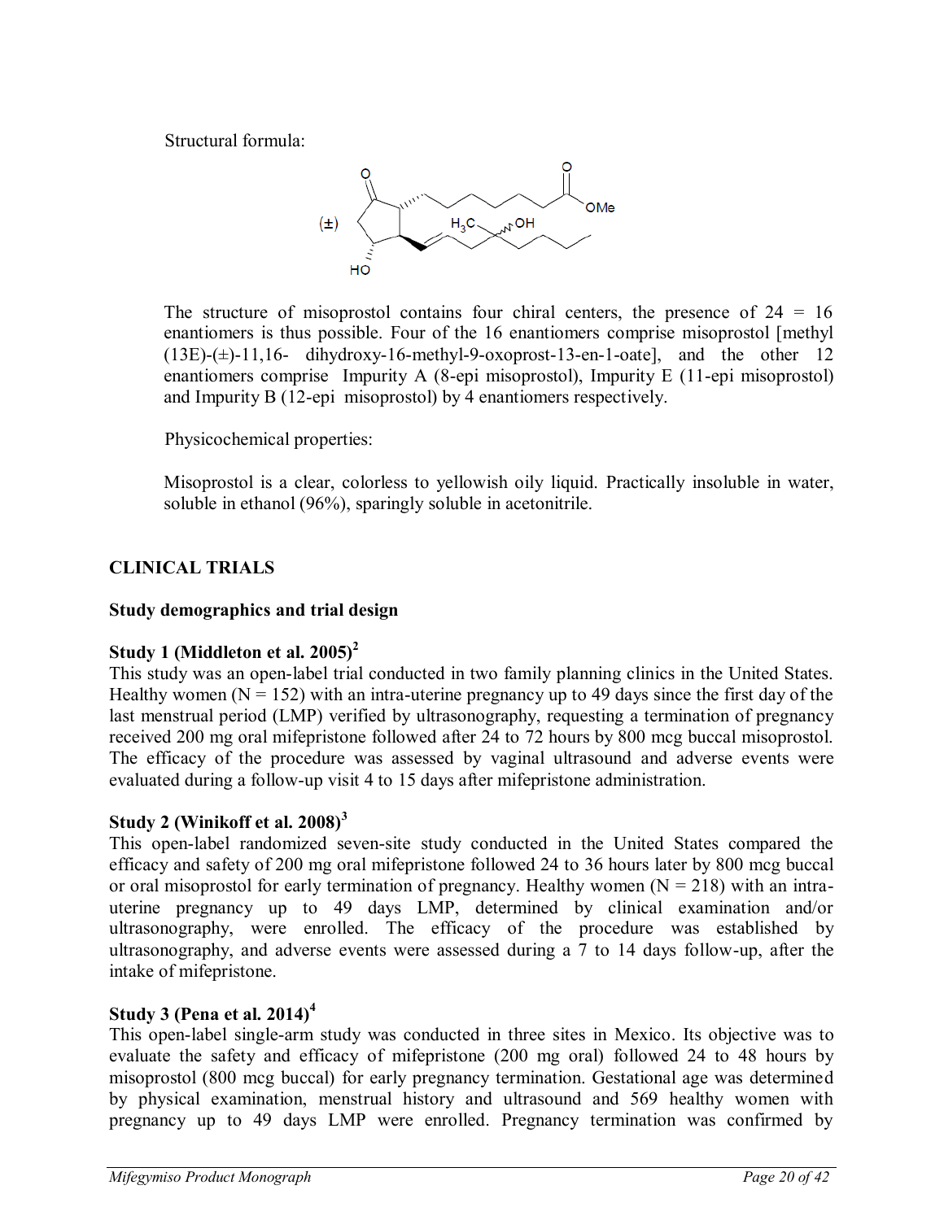Structural formula:

The structure of misoprostol contains four chiral centers, the presence of 24 = 16 enantiomers is thus possible. Four of the 16 enantiomers comprise misoprostol [methyl (13E)-(±)-11,16- dihydroxy-16-methyl-9-oxoprost-13-en-1-oate], and the other 12 enantiomers comprise Impurity A (8-epi misoprostol), Impurity E (11-epi misoprostol) and Impurity B (12-epi misoprostol) by 4 enantiomers respectively.

Physicochemical properties:

Misoprostol is a clear, colorless to yellowish oily liquid. Practically insoluble in water, soluble in ethanol (96%), sparingly soluble in acetonitrile.

## CLINICAL TRIALS

### Study demographics and trial design

**Study 1 (Middleton et al. 2005)[2]**

This study was an open-label trial conducted in two family planning clinics in the United States. Healthy women (N = 152) with an intra-uterine pregnancy up to 49 days since the first day of the last menstrual period (LMP) verified by ultrasonography, requesting a termination of pregnancy received 200 mg oral mifepristone followed after 24 to 72 hours by 800 mcg buccal misoprostol. The efficacy of the procedure was assessed by vaginal ultrasound and adverse events were evaluated during a follow-up visit 4 to 15 days after mifepristone administration.

**Study 2 (Winikoff et al. 2008)[3]**

This open-label randomized seven-site study conducted in the United States compared the efficacy and safety of 200 mg oral mifepristone followed 24 to 36 hours later by 800 mcg buccal or oral misoprostol for early termination of pregnancy. Healthy women (N = 218) with an intra-uterine pregnancy up to 49 days LMP, determined by clinical examination and/or ultrasonography, were enrolled. The efficacy of the procedure was established by ultrasonography, and adverse events were assessed during a 7 to 14 days follow-up, after the intake of mifepristone.

**Study 3 (Pena et al. 2014)[4]**

This open-label single-arm study was conducted in three sites in Mexico. Its objective was to evaluate the safety and efficacy of mifepristone (200 mg oral) followed 24 to 48 hours by misoprostol (800 mcg buccal) for early pregnancy termination. Gestational age was determined by physical examination, menstrual history and ultrasound and 569 healthy women with pregnancy up to 49 days LMP were enrolled. Pregnancy termination was confirmed by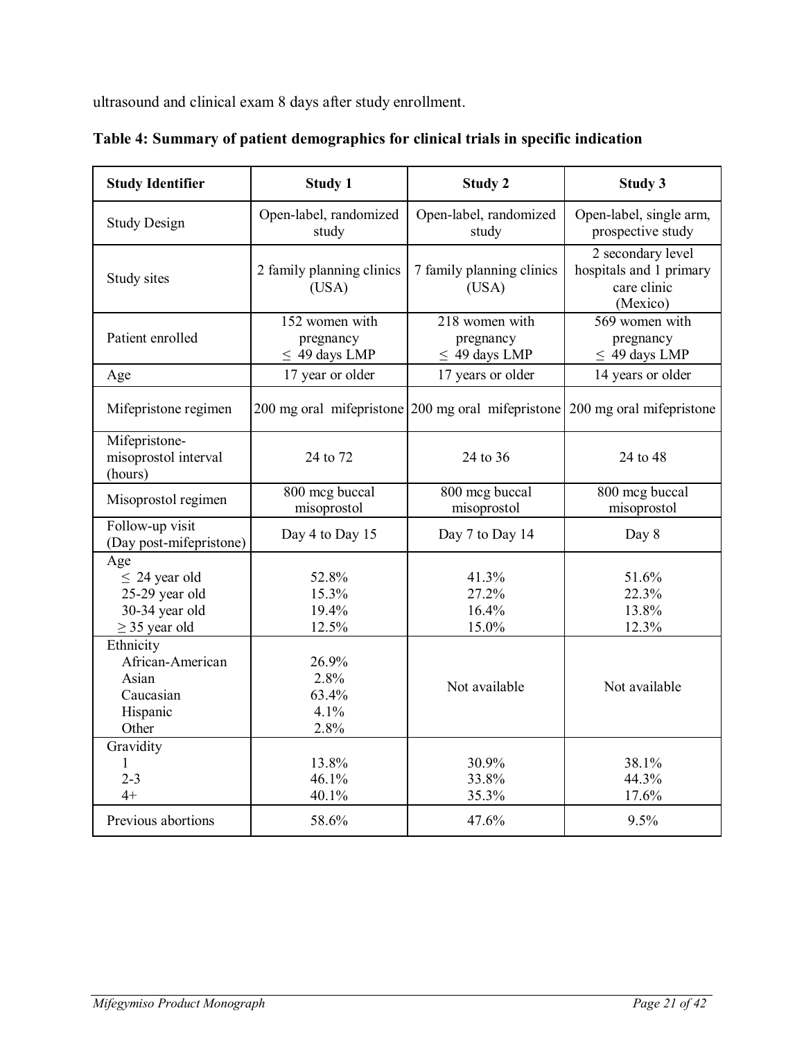ultrasound and clinical exam 8 days after study enrollment.

**Table 4: Summary of patient demographics for clinical trials in specific indication**

| Study Identifier | Study 1 | Study 2 | Study 3 |
|---|---|---|---|
| Study Design | Open-label, randomized study | Open-label, randomized study | Open-label, single arm, prospective study |
| Study sites | 2 family planning clinics (USA) | 7 family planning clinics (USA) | 2 secondary level hospitals and 1 primary care clinic (Mexico) |
| Patient enrolled | 152 women with pregnancy ≤ 49 days LMP | 218 women with pregnancy ≤ 49 days LMP | 569 women with pregnancy ≤ 49 days LMP |
| Age | 17 year or older | 17 years or older | 14 years or older |
| Mifepristone regimen | 200 mg oral mifepristone | 200 mg oral mifepristone | 200 mg oral mifepristone |
| Mifepristone-misoprostol interval (hours) | 24 to 72 | 24 to 36 | 24 to 48 |
| Misoprostol regimen | 800 mcg buccal misoprostol | 800 mcg buccal misoprostol | 800 mcg buccal misoprostol |
| Follow-up visit (Day post-mifepristone) | Day 4 to Day 15 | Day 7 to Day 14 | Day 8 |
| Age<br>≤ 24 year old<br>25-29 year old<br>30-34 year old<br>≥ 35 year old | <br>52.8%<br>15.3%<br>19.4%<br>12.5% | <br>41.3%<br>27.2%<br>16.4%<br>15.0% | <br>51.6%<br>22.3%<br>13.8%<br>12.3% |
| Ethnicity<br>African-American<br>Asian<br>Caucasian<br>Hispanic<br>Other | <br>26.9%<br>2.8%<br>63.4%<br>4.1%<br>2.8% | Not available | Not available |
| Gravidity<br>1<br>2-3<br>4+ | <br>13.8%<br>46.1%<br>40.1% | <br>30.9%<br>33.8%<br>35.3% | <br>38.1%<br>44.3%<br>17.6% |
| Previous abortions | 58.6% | 47.6% | 9.5% |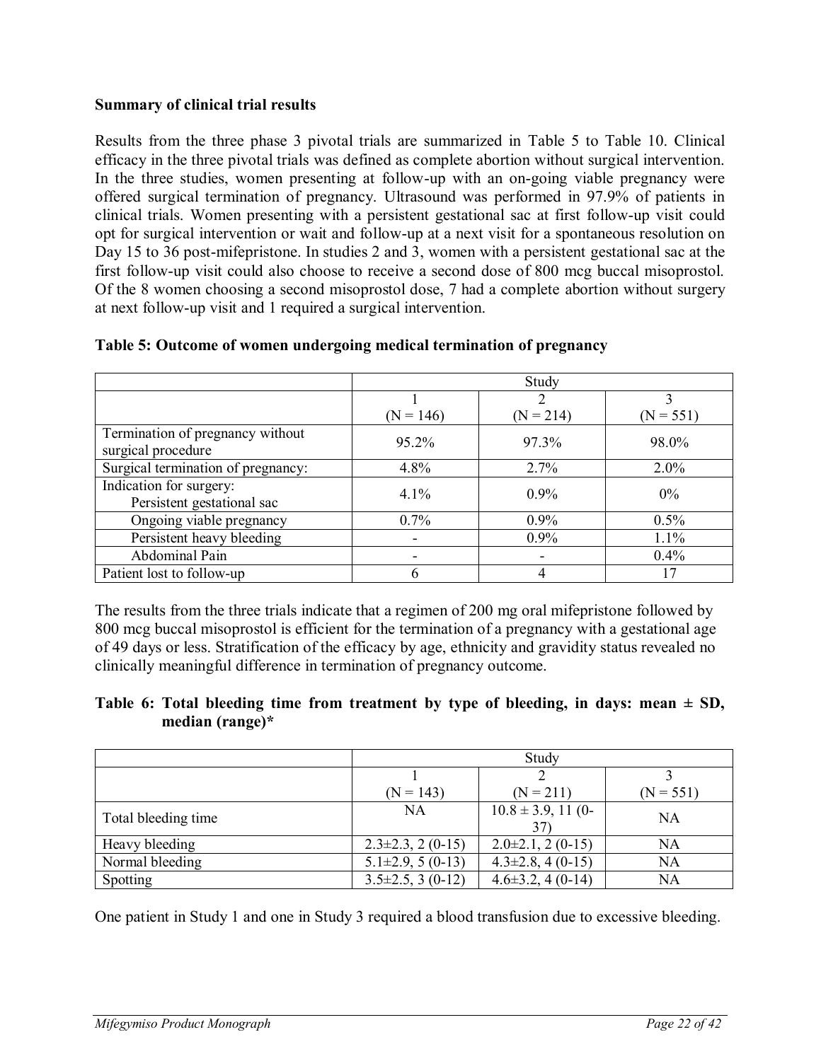**Summary of clinical trial results**

Results from the three phase 3 pivotal trials are summarized in Table 5 to Table 10. Clinical efficacy in the three pivotal trials was defined as complete abortion without surgical intervention. In the three studies, women presenting at follow-up with an on-going viable pregnancy were offered surgical termination of pregnancy. Ultrasound was performed in 97.9% of patients in clinical trials. Women presenting with a persistent gestational sac at first follow-up visit could opt for surgical intervention or wait and follow-up at a next visit for a spontaneous resolution on Day 15 to 36 post-mifepristone. In studies 2 and 3, women with a persistent gestational sac at the first follow-up visit could also choose to receive a second dose of 800 mcg buccal misoprostol. Of the 8 women choosing a second misoprostol dose, 7 had a complete abortion without surgery at next follow-up visit and 1 required a surgical intervention.

**Table 5: Outcome of women undergoing medical termination of pregnancy**

| | Study | | |
|---|---|---|---|
| | 1 (N = 146) | 2 (N = 214) | 3 (N = 551) |
| Termination of pregnancy without surgical procedure | 95.2% | 97.3% | 98.0% |
| Surgical termination of pregnancy: | 4.8% | 2.7% | 2.0% |
| Indication for surgery: Persistent gestational sac | 4.1% | 0.9% | 0% |
| Ongoing viable pregnancy | 0.7% | 0.9% | 0.5% |
| Persistent heavy bleeding | - | 0.9% | 1.1% |
| Abdominal Pain | - | - | 0.4% |
| Patient lost to follow-up | 6 | 4 | 17 |

The results from the three trials indicate that a regimen of 200 mg oral mifepristone followed by 800 mcg buccal misoprostol is efficient for the termination of a pregnancy with a gestational age of 49 days or less. Stratification of the efficacy by age, ethnicity and gravidity status revealed no clinically meaningful difference in termination of pregnancy outcome.

**Table 6: Total bleeding time from treatment by type of bleeding, in days: mean ± SD, median (range)***

| | Study | | |
|---|---|---|---|
| | 1 (N = 143) | 2 (N = 211) | 3 (N = 551) |
| Total bleeding time | NA | 10.8 ± 3.9, 11 (0-37) | NA |
| Heavy bleeding | 2.3±2.3, 2 (0-15) | 2.0±2.1, 2 (0-15) | NA |
| Normal bleeding | 5.1±2.9, 5 (0-13) | 4.3±2.8, 4 (0-15) | NA |
| Spotting | 3.5±2.5, 3 (0-12) | 4.6±3.2, 4 (0-14) | NA |

One patient in Study 1 and one in Study 3 required a blood transfusion due to excessive bleeding.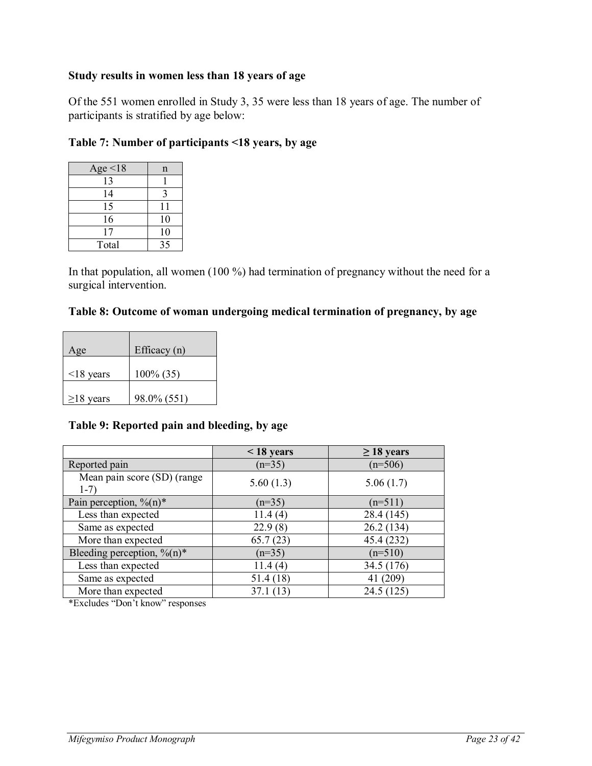**Study results in women less than 18 years of age**

Of the 551 women enrolled in Study 3, 35 were less than 18 years of age. The number of participants is stratified by age below:

**Table 7: Number of participants <18 years, by age**

| Age <18 | n |
|---|---|
| 13 | 1 |
| 14 | 3 |
| 15 | 11 |
| 16 | 10 |
| 17 | 10 |
| Total | 35 |

In that population, all women (100 %) had termination of pregnancy without the need for a surgical intervention.

**Table 8: Outcome of woman undergoing medical termination of pregnancy, by age**

| Age | Efficacy (n) |
|---|---|
| <18 years | 100% (35) |
| ≥18 years | 98.0% (551) |

**Table 9: Reported pain and bleeding, by age**

| | **< 18 years** | **≥ 18 years** |
|---|---|---|
| Reported pain | (n=35) | (n=506) |
| Mean pain score (SD) (range 1-7) | 5.60 (1.3) | 5.06 (1.7) |
| Pain perception, %(n)* | (n=35) | (n=511) |
| Less than expected | 11.4 (4) | 28.4 (145) |
| Same as expected | 22.9 (8) | 26.2 (134) |
| More than expected | 65.7 (23) | 45.4 (232) |
| Bleeding perception, %(n)* | (n=35) | (n=510) |
| Less than expected | 11.4 (4) | 34.5 (176) |
| Same as expected | 51.4 (18) | 41 (209) |
| More than expected | 37.1 (13) | 24.5 (125) |

*Excludes "Don't know" responses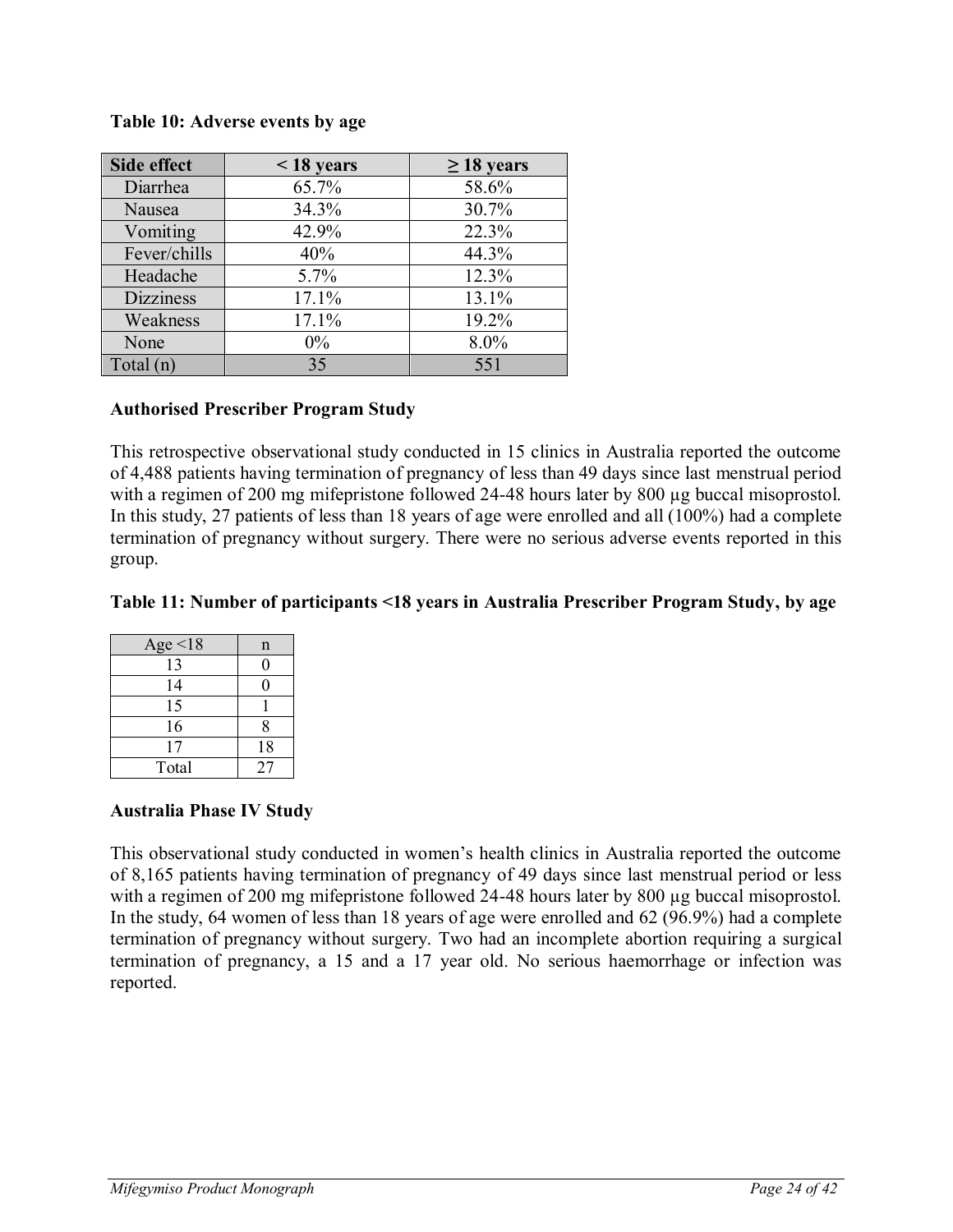**Table 10: Adverse events by age**

| Side effect | < 18 years | ≥ 18 years |
|---|---|---|
| Diarrhea | 65.7% | 58.6% |
| Nausea | 34.3% | 30.7% |
| Vomiting | 42.9% | 22.3% |
| Fever/chills | 40% | 44.3% |
| Headache | 5.7% | 12.3% |
| Dizziness | 17.1% | 13.1% |
| Weakness | 17.1% | 19.2% |
| None | 0% | 8.0% |
| Total (n) | 35 | 551 |

**Authorised Prescriber Program Study**

This retrospective observational study conducted in 15 clinics in Australia reported the outcome of 4,488 patients having termination of pregnancy of less than 49 days since last menstrual period with a regimen of 200 mg mifepristone followed 24-48 hours later by 800 µg buccal misoprostol. In this study, 27 patients of less than 18 years of age were enrolled and all (100%) had a complete termination of pregnancy without surgery. There were no serious adverse events reported in this group.

**Table 11: Number of participants <18 years in Australia Prescriber Program Study, by age**

| Age <18 | n |
|---|---|
| 13 | 0 |
| 14 | 0 |
| 15 | 1 |
| 16 | 8 |
| 17 | 18 |
| Total | 27 |

**Australia Phase IV Study**

This observational study conducted in women's health clinics in Australia reported the outcome of 8,165 patients having termination of pregnancy of 49 days since last menstrual period or less with a regimen of 200 mg mifepristone followed 24-48 hours later by 800 µg buccal misoprostol. In the study, 64 women of less than 18 years of age were enrolled and 62 (96.9%) had a complete termination of pregnancy without surgery. Two had an incomplete abortion requiring a surgical termination of pregnancy, a 15 and a 17 year old. No serious haemorrhage or infection was reported.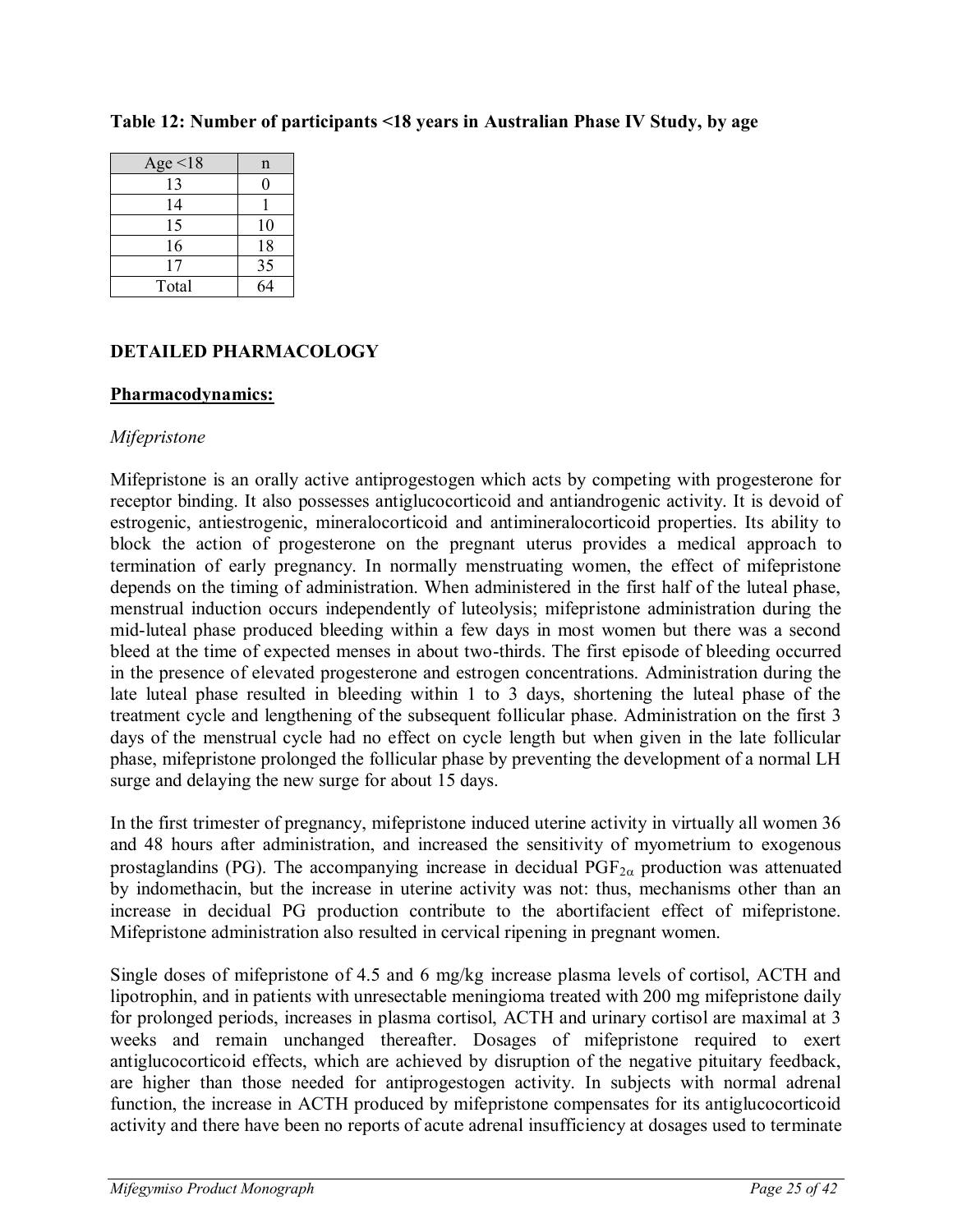**Table 12: Number of participants <18 years in Australian Phase IV Study, by age**

| Age <18 | n |
|---|---|
| 13 | 0 |
| 14 | 1 |
| 15 | 10 |
| 16 | 18 |
| 17 | 35 |
| Total | 64 |

## DETAILED PHARMACOLOGY

### Pharmacodynamics:

*Mifepristone*

Mifepristone is an orally active antiprogestogen which acts by competing with progesterone for receptor binding. It also possesses antiglucocorticoid and antiandrogenic activity. It is devoid of estrogenic, antiestrogenic, mineralocorticoid and antimineralocorticoid properties. Its ability to block the action of progesterone on the pregnant uterus provides a medical approach to termination of early pregnancy. In normally menstruating women, the effect of mifepristone depends on the timing of administration. When administered in the first half of the luteal phase, menstrual induction occurs independently of luteolysis; mifepristone administration during the mid-luteal phase produced bleeding within a few days in most women but there was a second bleed at the time of expected menses in about two-thirds. The first episode of bleeding occurred in the presence of elevated progesterone and estrogen concentrations. Administration during the late luteal phase resulted in bleeding within 1 to 3 days, shortening the luteal phase of the treatment cycle and lengthening of the subsequent follicular phase. Administration on the first 3 days of the menstrual cycle had no effect on cycle length but when given in the late follicular phase, mifepristone prolonged the follicular phase by preventing the development of a normal LH surge and delaying the new surge for about 15 days.

In the first trimester of pregnancy, mifepristone induced uterine activity in virtually all women 36 and 48 hours after administration, and increased the sensitivity of myometrium to exogenous prostaglandins (PG). The accompanying increase in decidual $PGF_{2\alpha}$ production was attenuated by indomethacin, but the increase in uterine activity was not: thus, mechanisms other than an increase in decidual PG production contribute to the abortifacient effect of mifepristone. Mifepristone administration also resulted in cervical ripening in pregnant women.

Single doses of mifepristone of 4.5 and 6 mg/kg increase plasma levels of cortisol, ACTH and lipotrophin, and in patients with unresectable meningioma treated with 200 mg mifepristone daily for prolonged periods, increases in plasma cortisol, ACTH and urinary cortisol are maximal at 3 weeks and remain unchanged thereafter. Dosages of mifepristone required to exert antiglucocorticoid effects, which are achieved by disruption of the negative pituitary feedback, are higher than those needed for antiprogestogen activity. In subjects with normal adrenal function, the increase in ACTH produced by mifepristone compensates for its antiglucocorticoid activity and there have been no reports of acute adrenal insufficiency at dosages used to terminate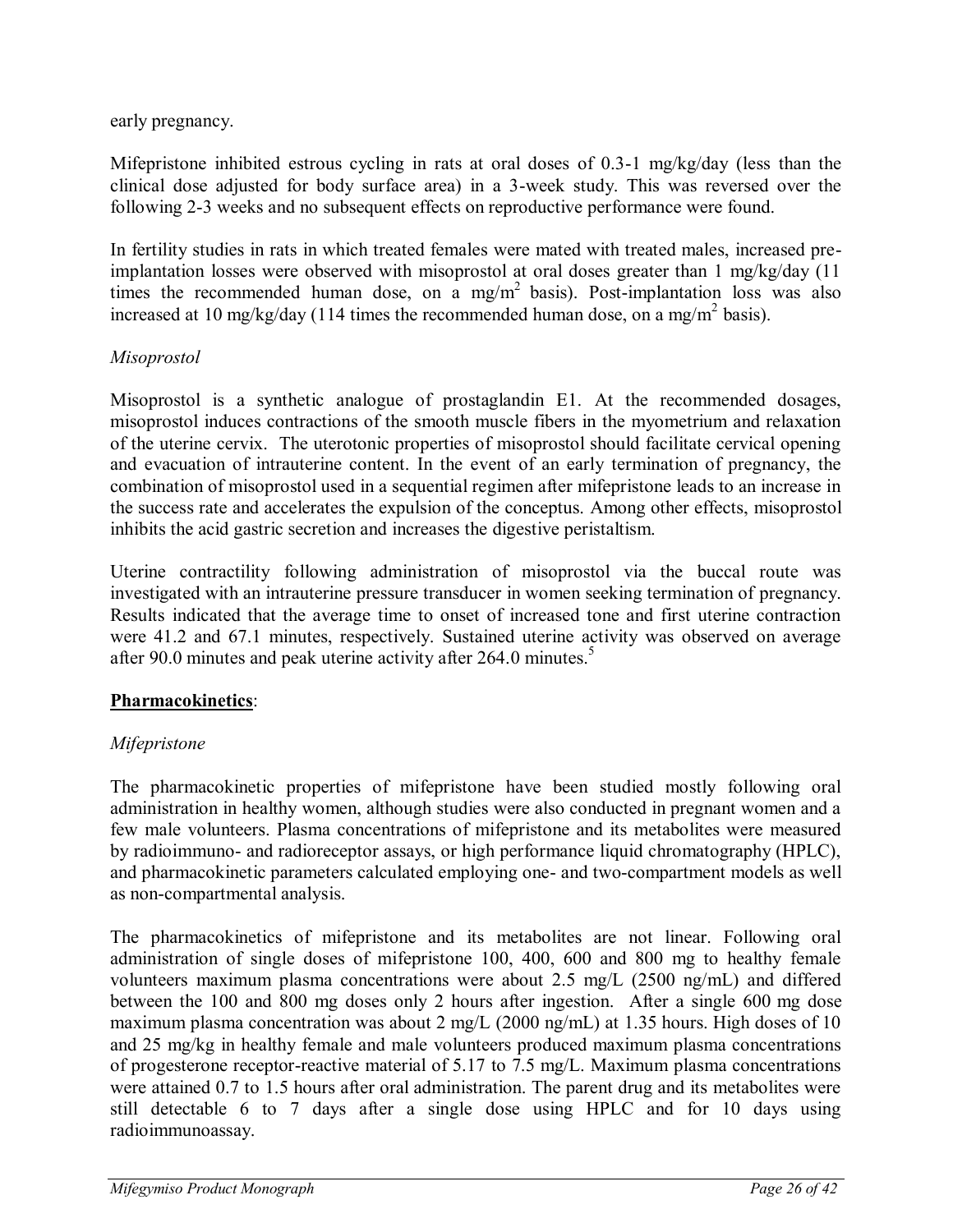early pregnancy.

Mifepristone inhibited estrous cycling in rats at oral doses of 0.3-1 mg/kg/day (less than the clinical dose adjusted for body surface area) in a 3-week study. This was reversed over the following 2-3 weeks and no subsequent effects on reproductive performance were found.

In fertility studies in rats in which treated females were mated with treated males, increased pre-implantation losses were observed with misoprostol at oral doses greater than 1 mg/kg/day (11 times the recommended human dose, on a $mg/m^2$ basis). Post-implantation loss was also increased at 10 mg/kg/day (114 times the recommended human dose, on a $mg/m^2$ basis).

*Misoprostol*

Misoprostol is a synthetic analogue of prostaglandin E1. At the recommended dosages, misoprostol induces contractions of the smooth muscle fibers in the myometrium and relaxation of the uterine cervix. The uterotonic properties of misoprostol should facilitate cervical opening and evacuation of intrauterine content. In the event of an early termination of pregnancy, the combination of misoprostol used in a sequential regimen after mifepristone leads to an increase in the success rate and accelerates the expulsion of the conceptus. Among other effects, misoprostol inhibits the acid gastric secretion and increases the digestive peristaltism.

Uterine contractility following administration of misoprostol via the buccal route was investigated with an intrauterine pressure transducer in women seeking termination of pregnancy. Results indicated that the average time to onset of increased tone and first uterine contraction were 41.2 and 67.1 minutes, respectively. Sustained uterine activity was observed on average after 90.0 minutes and peak uterine activity after 264.0 minutes.[5]

**Pharmacokinetics**:

*Mifepristone*

The pharmacokinetic properties of mifepristone have been studied mostly following oral administration in healthy women, although studies were also conducted in pregnant women and a few male volunteers. Plasma concentrations of mifepristone and its metabolites were measured by radioimmuno- and radioreceptor assays, or high performance liquid chromatography (HPLC), and pharmacokinetic parameters calculated employing one- and two-compartment models as well as non-compartmental analysis.

The pharmacokinetics of mifepristone and its metabolites are not linear. Following oral administration of single doses of mifepristone 100, 400, 600 and 800 mg to healthy female volunteers maximum plasma concentrations were about 2.5 mg/L (2500 ng/mL) and differed between the 100 and 800 mg doses only 2 hours after ingestion. After a single 600 mg dose maximum plasma concentration was about 2 mg/L (2000 ng/mL) at 1.35 hours. High doses of 10 and 25 mg/kg in healthy female and male volunteers produced maximum plasma concentrations of progesterone receptor-reactive material of 5.17 to 7.5 mg/L. Maximum plasma concentrations were attained 0.7 to 1.5 hours after oral administration. The parent drug and its metabolites were still detectable 6 to 7 days after a single dose using HPLC and for 10 days using radioimmunoassay.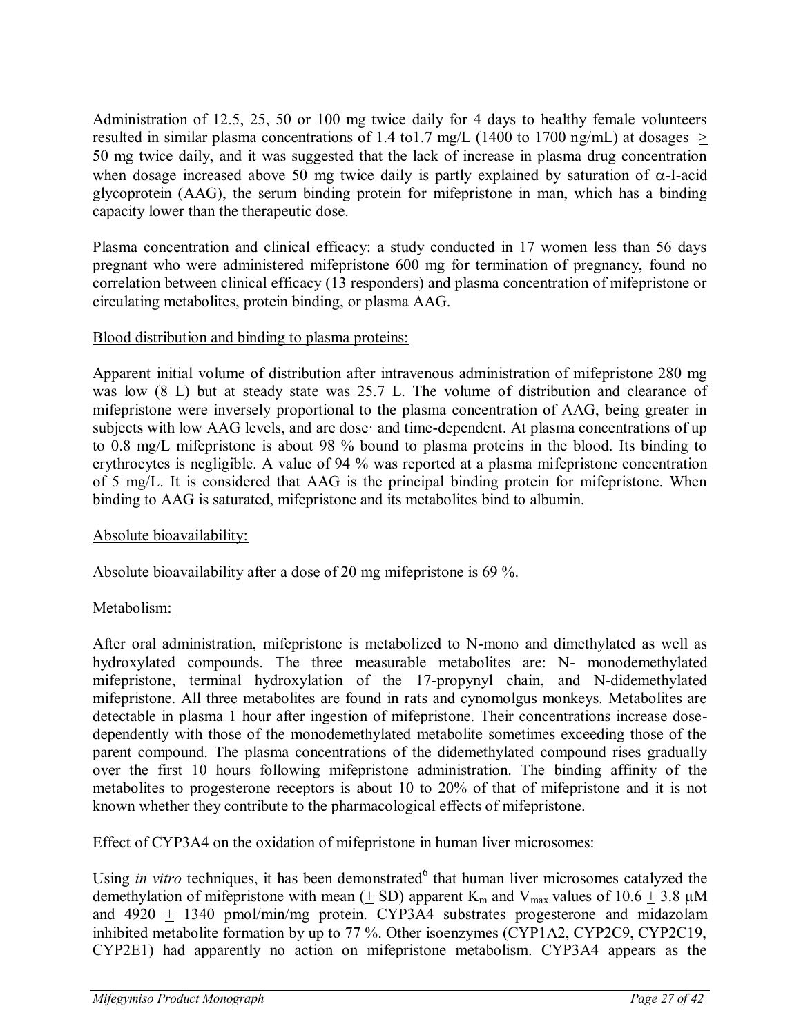Administration of 12.5, 25, 50 or 100 mg twice daily for 4 days to healthy female volunteers resulted in similar plasma concentrations of 1.4 to1.7 mg/L (1400 to 1700 ng/mL) at dosages $\geq$ 50 mg twice daily, and it was suggested that the lack of increase in plasma drug concentration when dosage increased above 50 mg twice daily is partly explained by saturation of $\alpha$-I-acid glycoprotein (AAG), the serum binding protein for mifepristone in man, which has a binding capacity lower than the therapeutic dose.

Plasma concentration and clinical efficacy: a study conducted in 17 women less than 56 days pregnant who were administered mifepristone 600 mg for termination of pregnancy, found no correlation between clinical efficacy (13 responders) and plasma concentration of mifepristone or circulating metabolites, protein binding, or plasma AAG.

Blood distribution and binding to plasma proteins:

Apparent initial volume of distribution after intravenous administration of mifepristone 280 mg was low (8 L) but at steady state was 25.7 L. The volume of distribution and clearance of mifepristone were inversely proportional to the plasma concentration of AAG, being greater in subjects with low AAG levels, and are dose· and time-dependent. At plasma concentrations of up to 0.8 mg/L mifepristone is about 98 % bound to plasma proteins in the blood. Its binding to erythrocytes is negligible. A value of 94 % was reported at a plasma mifepristone concentration of 5 mg/L. It is considered that AAG is the principal binding protein for mifepristone. When binding to AAG is saturated, mifepristone and its metabolites bind to albumin.

Absolute bioavailability:

Absolute bioavailability after a dose of 20 mg mifepristone is 69 %.

Metabolism:

After oral administration, mifepristone is metabolized to N-mono and dimethylated as well as hydroxylated compounds. The three measurable metabolites are: N- monodemethylated mifepristone, terminal hydroxylation of the 17-propynyl chain, and N-didemethylated mifepristone. All three metabolites are found in rats and cynomolgus monkeys. Metabolites are detectable in plasma 1 hour after ingestion of mifepristone. Their concentrations increase dose-dependently with those of the monodemethylated metabolite sometimes exceeding those of the parent compound. The plasma concentrations of the didemethylated compound rises gradually over the first 10 hours following mifepristone administration. The binding affinity of the metabolites to progesterone receptors is about 10 to 20% of that of mifepristone and it is not known whether they contribute to the pharmacological effects of mifepristone.

Effect of CYP3A4 on the oxidation of mifepristone in human liver microsomes:

Using *in vitro* techniques, it has been demonstrated[6] that human liver microsomes catalyzed the demethylation of mifepristone with mean ($\pm$ SD) apparent $K_m$ and $V_{max}$ values of 10.6 $\pm$ 3.8 μM and 4920 $\pm$ 1340 pmol/min/mg protein. CYP3A4 substrates progesterone and midazolam inhibited metabolite formation by up to 77 %. Other isoenzymes (CYP1A2, CYP2C9, CYP2C19, CYP2E1) had apparently no action on mifepristone metabolism. CYP3A4 appears as the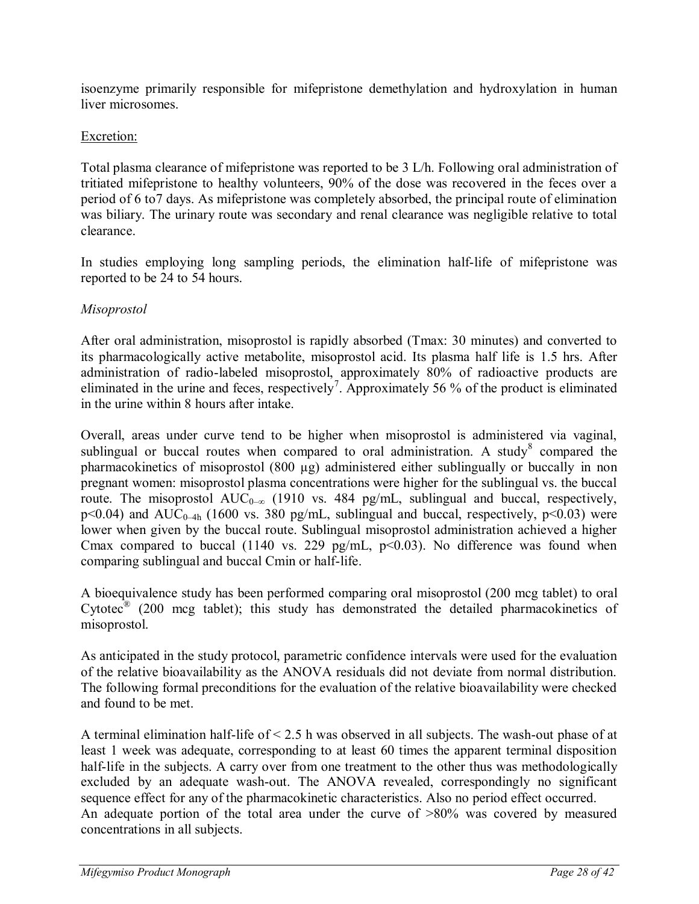isoenzyme primarily responsible for mifepristone demethylation and hydroxylation in human liver microsomes.

Excretion:

Total plasma clearance of mifepristone was reported to be 3 L/h. Following oral administration of tritiated mifepristone to healthy volunteers, 90% of the dose was recovered in the feces over a period of 6 to7 days. As mifepristone was completely absorbed, the principal route of elimination was biliary. The urinary route was secondary and renal clearance was negligible relative to total clearance.

In studies employing long sampling periods, the elimination half-life of mifepristone was reported to be 24 to 54 hours.

*Misoprostol*

After oral administration, misoprostol is rapidly absorbed (Tmax: 30 minutes) and converted to its pharmacologically active metabolite, misoprostol acid. Its plasma half life is 1.5 hrs. After administration of radio-labeled misoprostol, approximately 80% of radioactive products are eliminated in the urine and feces, respectively[7]. Approximately 56 % of the product is eliminated in the urine within 8 hours after intake.

Overall, areas under curve tend to be higher when misoprostol is administered via vaginal, sublingual or buccal routes when compared to oral administration. A study[8] compared the pharmacokinetics of misoprostol (800 µg) administered either sublingually or buccally in non pregnant women: misoprostol plasma concentrations were higher for the sublingual vs. the buccal route. The misoprostol $AUC_{0-\infty}$ (1910 vs. 484 pg/mL, sublingual and buccal, respectively, $p<0.04$) and $AUC_{0-4h}$ (1600 vs. 380 pg/mL, sublingual and buccal, respectively, $p<0.03$) were lower when given by the buccal route. Sublingual misoprostol administration achieved a higher Cmax compared to buccal (1140 vs. 229 pg/mL, $p<0.03$). No difference was found when comparing sublingual and buccal Cmin or half-life.

A bioequivalence study has been performed comparing oral misoprostol (200 mcg tablet) to oral Cytotec® (200 mcg tablet); this study has demonstrated the detailed pharmacokinetics of misoprostol.

As anticipated in the study protocol, parametric confidence intervals were used for the evaluation of the relative bioavailability as the ANOVA residuals did not deviate from normal distribution. The following formal preconditions for the evaluation of the relative bioavailability were checked and found to be met.

A terminal elimination half-life of < 2.5 h was observed in all subjects. The wash-out phase of at least 1 week was adequate, corresponding to at least 60 times the apparent terminal disposition half-life in the subjects. A carry over from one treatment to the other thus was methodologically excluded by an adequate wash-out. The ANOVA revealed, correspondingly no significant sequence effect for any of the pharmacokinetic characteristics. Also no period effect occurred.
An adequate portion of the total area under the curve of >80% was covered by measured concentrations in all subjects.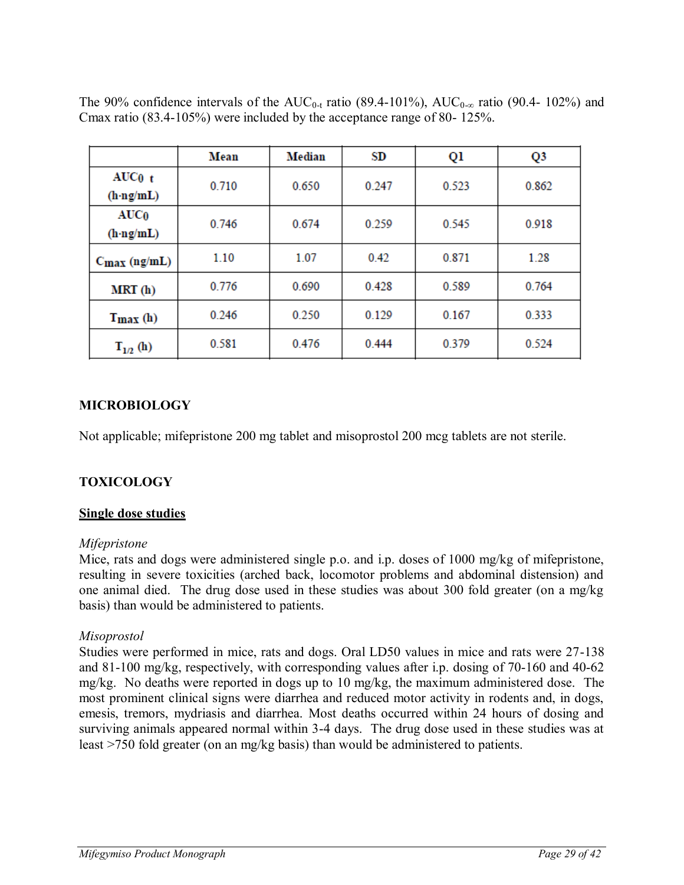The 90% confidence intervals of the $AUC_{0-t}$ ratio (89.4-101%), $AUC_{0-\infty}$ ratio (90.4- 102%) and Cmax ratio (83.4-105%) were included by the acceptance range of 80- 125%.

| | Mean | Median | SD | Q1 | Q3 |
|---|---|---|---|---|---|
| $AUC_{0\ t}$ (h·ng/mL) | 0.710 | 0.650 | 0.247 | 0.523 | 0.862 |
| $AUC_0$ (h·ng/mL) | 0.746 | 0.674 | 0.259 | 0.545 | 0.918 |
| $C_{max}$ (ng/mL) | 1.10 | 1.07 | 0.42 | 0.871 | 1.28 |
| MRT (h) | 0.776 | 0.690 | 0.428 | 0.589 | 0.764 |
| $T_{max}$ (h) | 0.246 | 0.250 | 0.129 | 0.167 | 0.333 |
| $T_{1/2}$ (h) | 0.581 | 0.476 | 0.444 | 0.379 | 0.524 |

## MICROBIOLOGY

Not applicable; mifepristone 200 mg tablet and misoprostol 200 mcg tablets are not sterile.

## TOXICOLOGY

### Single dose studies

*Mifepristone*

Mice, rats and dogs were administered single p.o. and i.p. doses of 1000 mg/kg of mifepristone, resulting in severe toxicities (arched back, locomotor problems and abdominal distension) and one animal died. The drug dose used in these studies was about 300 fold greater (on a mg/kg basis) than would be administered to patients.

*Misoprostol*

Studies were performed in mice, rats and dogs. Oral LD50 values in mice and rats were 27-138 and 81-100 mg/kg, respectively, with corresponding values after i.p. dosing of 70-160 and 40-62 mg/kg. No deaths were reported in dogs up to 10 mg/kg, the maximum administered dose. The most prominent clinical signs were diarrhea and reduced motor activity in rodents and, in dogs, emesis, tremors, mydriasis and diarrhea. Most deaths occurred within 24 hours of dosing and surviving animals appeared normal within 3-4 days. The drug dose used in these studies was at least >750 fold greater (on an mg/kg basis) than would be administered to patients.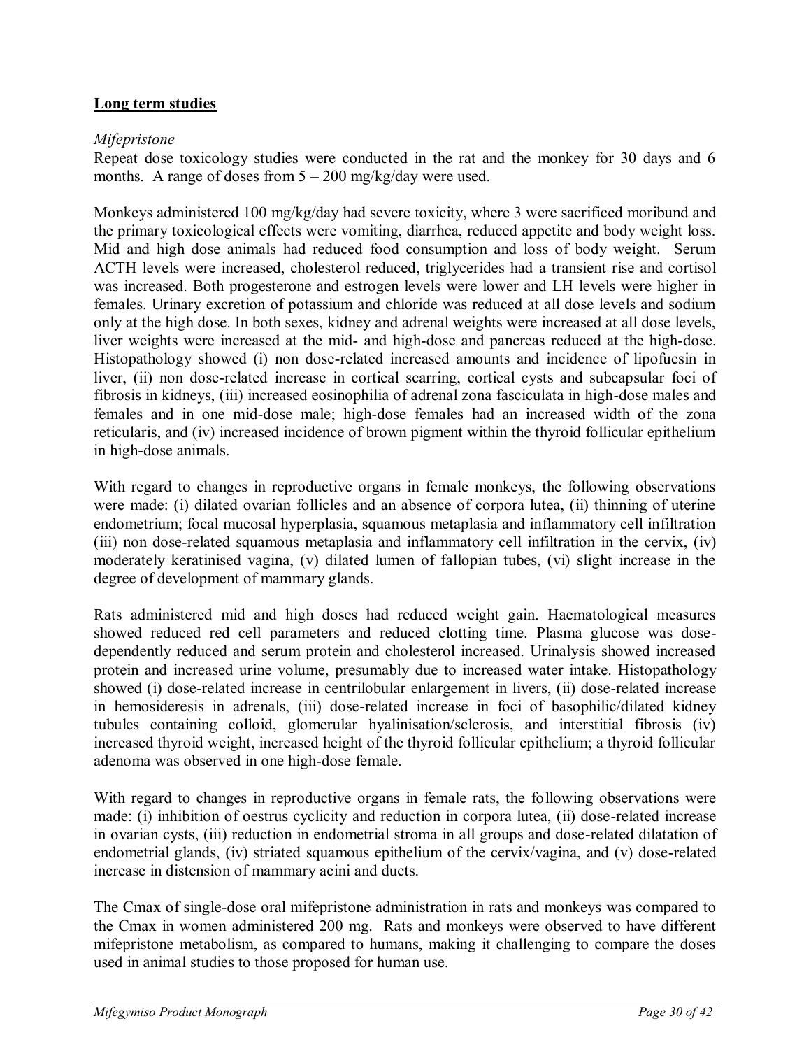## Long term studies

*Mifepristone*

Repeat dose toxicology studies were conducted in the rat and the monkey for 30 days and 6 months. A range of doses from 5 – 200 mg/kg/day were used.

Monkeys administered 100 mg/kg/day had severe toxicity, where 3 were sacrificed moribund and the primary toxicological effects were vomiting, diarrhea, reduced appetite and body weight loss. Mid and high dose animals had reduced food consumption and loss of body weight. Serum ACTH levels were increased, cholesterol reduced, triglycerides had a transient rise and cortisol was increased. Both progesterone and estrogen levels were lower and LH levels were higher in females. Urinary excretion of potassium and chloride was reduced at all dose levels and sodium only at the high dose. In both sexes, kidney and adrenal weights were increased at all dose levels, liver weights were increased at the mid- and high-dose and pancreas reduced at the high-dose. Histopathology showed (i) non dose-related increased amounts and incidence of lipofucsin in liver, (ii) non dose-related increase in cortical scarring, cortical cysts and subcapsular foci of fibrosis in kidneys, (iii) increased eosinophilia of adrenal zona fasciculata in high-dose males and females and in one mid-dose male; high-dose females had an increased width of the zona reticularis, and (iv) increased incidence of brown pigment within the thyroid follicular epithelium in high-dose animals.

With regard to changes in reproductive organs in female monkeys, the following observations were made: (i) dilated ovarian follicles and an absence of corpora lutea, (ii) thinning of uterine endometrium; focal mucosal hyperplasia, squamous metaplasia and inflammatory cell infiltration (iii) non dose-related squamous metaplasia and inflammatory cell infiltration in the cervix, (iv) moderately keratinised vagina, (v) dilated lumen of fallopian tubes, (vi) slight increase in the degree of development of mammary glands.

Rats administered mid and high doses had reduced weight gain. Haematological measures showed reduced red cell parameters and reduced clotting time. Plasma glucose was dose-dependently reduced and serum protein and cholesterol increased. Urinalysis showed increased protein and increased urine volume, presumably due to increased water intake. Histopathology showed (i) dose-related increase in centrilobular enlargement in livers, (ii) dose-related increase in hemosideresis in adrenals, (iii) dose-related increase in foci of basophilic/dilated kidney tubules containing colloid, glomerular hyalinisation/sclerosis, and interstitial fibrosis (iv) increased thyroid weight, increased height of the thyroid follicular epithelium; a thyroid follicular adenoma was observed in one high-dose female.

With regard to changes in reproductive organs in female rats, the following observations were made: (i) inhibition of oestrus cyclicity and reduction in corpora lutea, (ii) dose-related increase in ovarian cysts, (iii) reduction in endometrial stroma in all groups and dose-related dilatation of endometrial glands, (iv) striated squamous epithelium of the cervix/vagina, and (v) dose-related increase in distension of mammary acini and ducts.

The Cmax of single-dose oral mifepristone administration in rats and monkeys was compared to the Cmax in women administered 200 mg. Rats and monkeys were observed to have different mifepristone metabolism, as compared to humans, making it challenging to compare the doses used in animal studies to those proposed for human use.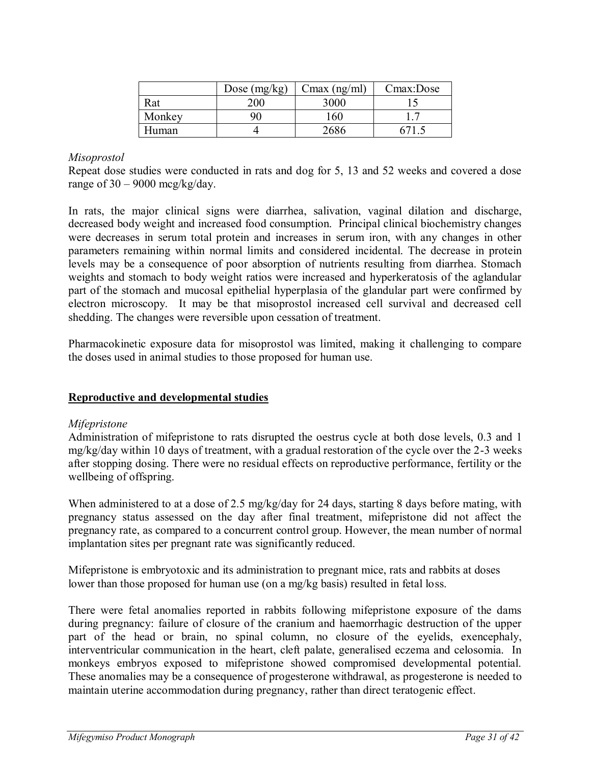| | Dose (mg/kg) | Cmax (ng/ml) | Cmax:Dose |
|---|---|---|---|
| Rat | 200 | 3000 | 15 |
| Monkey | 90 | 160 | 1.7 |
| Human | 4 | 2686 | 671.5 |

*Misoprostol*

Repeat dose studies were conducted in rats and dog for 5, 13 and 52 weeks and covered a dose range of 30 – 9000 mcg/kg/day.

In rats, the major clinical signs were diarrhea, salivation, vaginal dilation and discharge, decreased body weight and increased food consumption. Principal clinical biochemistry changes were decreases in serum total protein and increases in serum iron, with any changes in other parameters remaining within normal limits and considered incidental. The decrease in protein levels may be a consequence of poor absorption of nutrients resulting from diarrhea. Stomach weights and stomach to body weight ratios were increased and hyperkeratosis of the aglandular part of the stomach and mucosal epithelial hyperplasia of the glandular part were confirmed by electron microscopy. It may be that misoprostol increased cell survival and decreased cell shedding. The changes were reversible upon cessation of treatment.

Pharmacokinetic exposure data for misoprostol was limited, making it challenging to compare the doses used in animal studies to those proposed for human use.

**Reproductive and developmental studies**

*Mifepristone*

Administration of mifepristone to rats disrupted the oestrus cycle at both dose levels, 0.3 and 1 mg/kg/day within 10 days of treatment, with a gradual restoration of the cycle over the 2-3 weeks after stopping dosing. There were no residual effects on reproductive performance, fertility or the wellbeing of offspring.

When administered to at a dose of 2.5 mg/kg/day for 24 days, starting 8 days before mating, with pregnancy status assessed on the day after final treatment, mifepristone did not affect the pregnancy rate, as compared to a concurrent control group. However, the mean number of normal implantation sites per pregnant rate was significantly reduced.

Mifepristone is embryotoxic and its administration to pregnant mice, rats and rabbits at doses lower than those proposed for human use (on a mg/kg basis) resulted in fetal loss.

There were fetal anomalies reported in rabbits following mifepristone exposure of the dams during pregnancy: failure of closure of the cranium and haemorrhagic destruction of the upper part of the head or brain, no spinal column, no closure of the eyelids, exencephaly, interventricular communication in the heart, cleft palate, generalised eczema and celosomia. In monkeys embryos exposed to mifepristone showed compromised developmental potential. These anomalies may be a consequence of progesterone withdrawal, as progesterone is needed to maintain uterine accommodation during pregnancy, rather than direct teratogenic effect.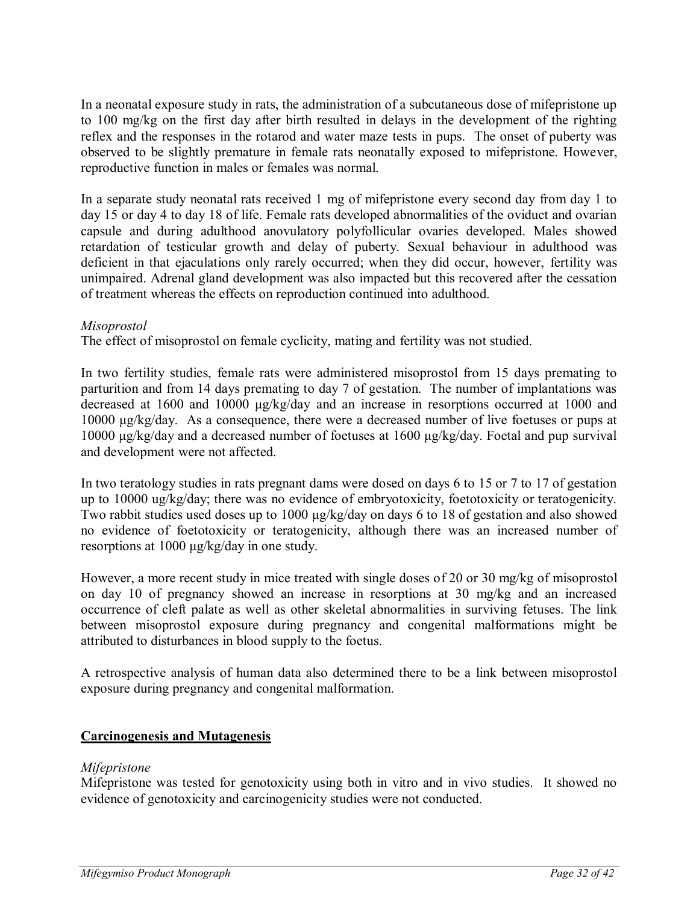In a neonatal exposure study in rats, the administration of a subcutaneous dose of mifepristone up to 100 mg/kg on the first day after birth resulted in delays in the development of the righting reflex and the responses in the rotarod and water maze tests in pups. The onset of puberty was observed to be slightly premature in female rats neonatally exposed to mifepristone. However, reproductive function in males or females was normal.

In a separate study neonatal rats received 1 mg of mifepristone every second day from day 1 to day 15 or day 4 to day 18 of life. Female rats developed abnormalities of the oviduct and ovarian capsule and during adulthood anovulatory polyfollicular ovaries developed. Males showed retardation of testicular growth and delay of puberty. Sexual behaviour in adulthood was deficient in that ejaculations only rarely occurred; when they did occur, however, fertility was unimpaired. Adrenal gland development was also impacted but this recovered after the cessation of treatment whereas the effects on reproduction continued into adulthood.

*Misoprostol*

The effect of misoprostol on female cyclicity, mating and fertility was not studied.

In two fertility studies, female rats were administered misoprostol from 15 days premating to parturition and from 14 days premating to day 7 of gestation. The number of implantations was decreased at 1600 and 10000 µg/kg/day and an increase in resorptions occurred at 1000 and 10000 µg/kg/day. As a consequence, there were a decreased number of live foetuses or pups at 10000 µg/kg/day and a decreased number of foetuses at 1600 µg/kg/day. Foetal and pup survival and development were not affected.

In two teratology studies in rats pregnant dams were dosed on days 6 to 15 or 7 to 17 of gestation up to 10000 ug/kg/day; there was no evidence of embryotoxicity, foetotoxicity or teratogenicity. Two rabbit studies used doses up to 1000 µg/kg/day on days 6 to 18 of gestation and also showed no evidence of foetotoxicity or teratogenicity, although there was an increased number of resorptions at 1000 µg/kg/day in one study.

However, a more recent study in mice treated with single doses of 20 or 30 mg/kg of misoprostol on day 10 of pregnancy showed an increase in resorptions at 30 mg/kg and an increased occurrence of cleft palate as well as other skeletal abnormalities in surviving fetuses. The link between misoprostol exposure during pregnancy and congenital malformations might be attributed to disturbances in blood supply to the foetus.

A retrospective analysis of human data also determined there to be a link between misoprostol exposure during pregnancy and congenital malformation.

## Carcinogenesis and Mutagenesis

*Mifepristone*

Mifepristone was tested for genotoxicity using both in vitro and in vivo studies. It showed no evidence of genotoxicity and carcinogenicity studies were not conducted.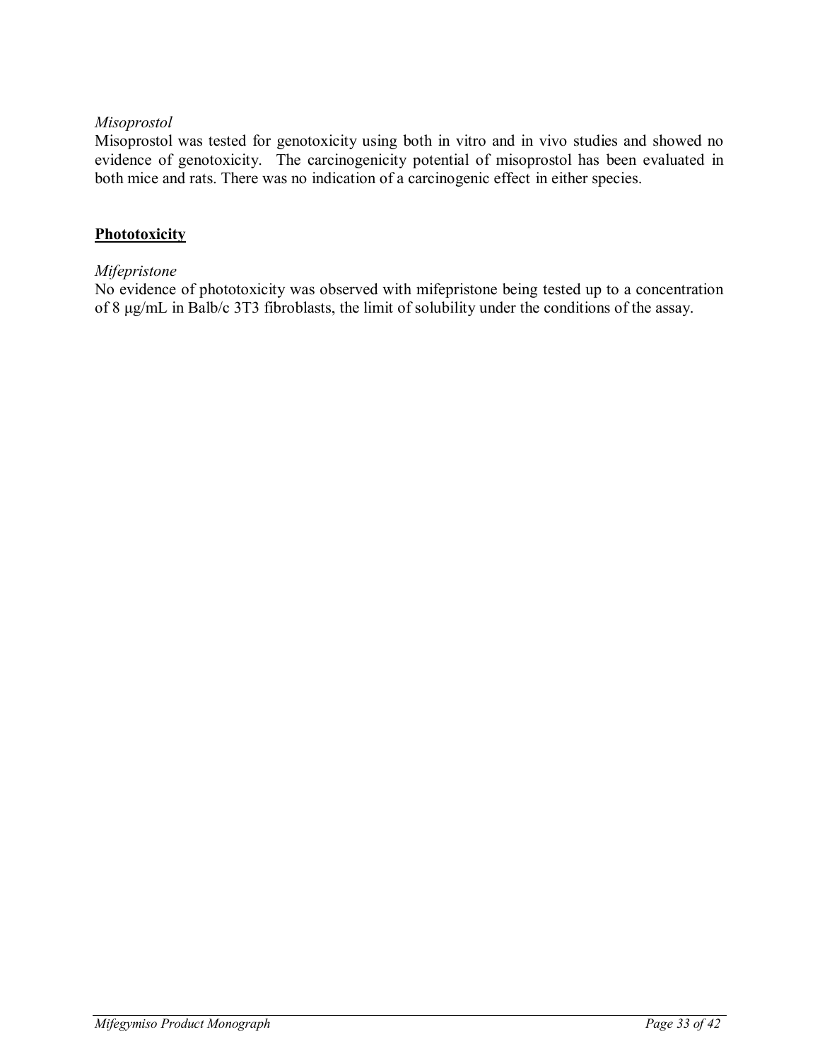*Misoprostol*
Misoprostol was tested for genotoxicity using both in vitro and in vivo studies and showed no evidence of genotoxicity. The carcinogenicity potential of misoprostol has been evaluated in both mice and rats. There was no indication of a carcinogenic effect in either species.

**Phototoxicity**

*Mifepristone*
No evidence of phototoxicity was observed with mifepristone being tested up to a concentration of 8 μg/mL in Balb/c 3T3 fibroblasts, the limit of solubility under the conditions of the assay.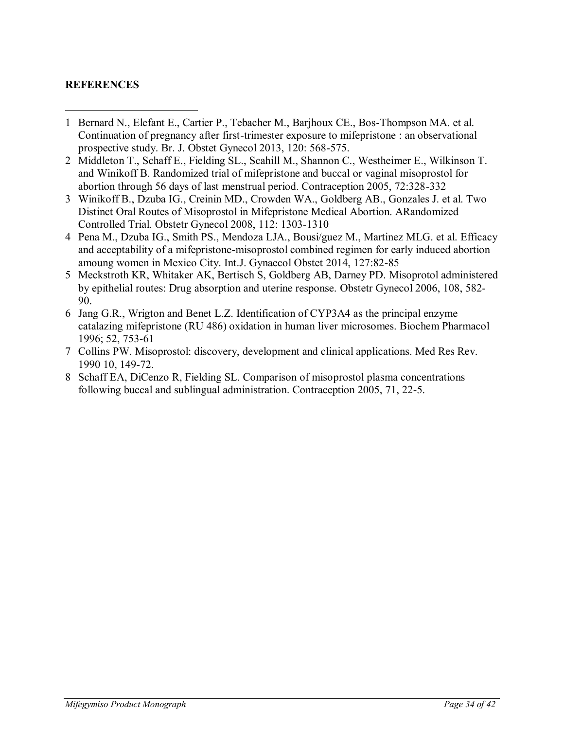**REFERENCES**

1. Bernard N., Elefant E., Cartier P., Tebacher M., Barjhoux CE., Bos-Thompson MA. et al. Continuation of pregnancy after first-trimester exposure to mifepristone : an observational prospective study. Br. J. Obstet Gynecol 2013, 120: 568-575.
2. Middleton T., Schaff E., Fielding SL., Scahill M., Shannon C., Westheimer E., Wilkinson T. and Winikoff B. Randomized trial of mifepristone and buccal or vaginal misoprostol for abortion through 56 days of last menstrual period. Contraception 2005, 72:328-332
3. Winikoff B., Dzuba IG., Creinin MD., Crowden WA., Goldberg AB., Gonzales J. et al. Two Distinct Oral Routes of Misoprostol in Mifepristone Medical Abortion. ARandomized Controlled Trial. Obstetr Gynecol 2008, 112: 1303-1310
4. Pena M., Dzuba IG., Smith PS., Mendoza LJA., Bousi/guez M., Martinez MLG. et al. Efficacy and acceptability of a mifepristone-misoprostol combined regimen for early induced abortion amoung women in Mexico City. Int.J. Gynaecol Obstet 2014, 127:82-85
5. Meckstroth KR, Whitaker AK, Bertisch S, Goldberg AB, Darney PD. Misoprotol administered by epithelial routes: Drug absorption and uterine response. Obstetr Gynecol 2006, 108, 582-90.
6. Jang G.R., Wrigton and Benet L.Z. Identification of CYP3A4 as the principal enzyme catalazing mifepristone (RU 486) oxidation in human liver microsomes. Biochem Pharmacol 1996; 52, 753-61
7. Collins PW. Misoprostol: discovery, development and clinical applications. Med Res Rev. 1990 10, 149-72.
8. Schaff EA, DiCenzo R, Fielding SL. Comparison of misoprostol plasma concentrations following buccal and sublingual administration. Contraception 2005, 71, 22-5.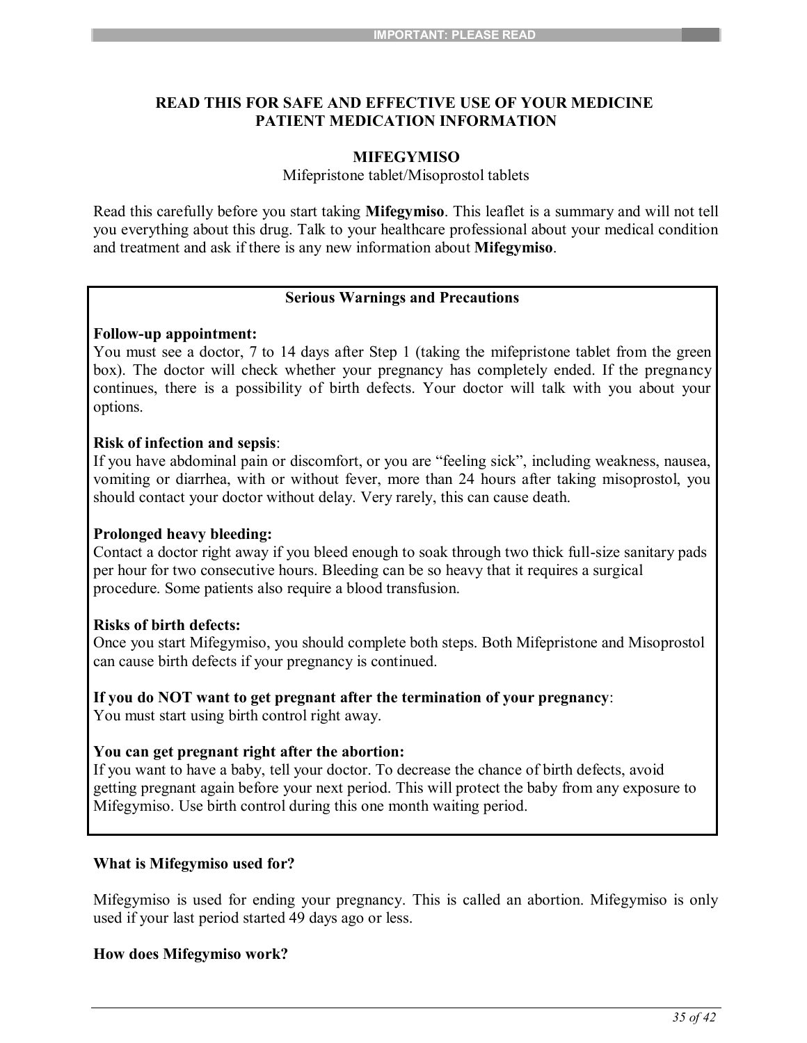**READ THIS FOR SAFE AND EFFECTIVE USE OF YOUR MEDICINE**
**PATIENT MEDICATION INFORMATION**

**MIFEGYMISO**

Mifepristone tablet/Misoprostol tablets

Read this carefully before you start taking **Mifegymiso**. This leaflet is a summary and will not tell you everything about this drug. Talk to your healthcare professional about your medical condition and treatment and ask if there is any new information about **Mifegymiso**.

**Serious Warnings and Precautions**

**Follow-up appointment:**
You must see a doctor, 7 to 14 days after Step 1 (taking the mifepristone tablet from the green box). The doctor will check whether your pregnancy has completely ended. If the pregnancy continues, there is a possibility of birth defects. Your doctor will talk with you about your options.

**Risk of infection and sepsis**:
If you have abdominal pain or discomfort, or you are "feeling sick", including weakness, nausea, vomiting or diarrhea, with or without fever, more than 24 hours after taking misoprostol, you should contact your doctor without delay. Very rarely, this can cause death.

**Prolonged heavy bleeding:**
Contact a doctor right away if you bleed enough to soak through two thick full-size sanitary pads per hour for two consecutive hours. Bleeding can be so heavy that it requires a surgical procedure. Some patients also require a blood transfusion.

**Risks of birth defects:**
Once you start Mifegymiso, you should complete both steps. Both Mifepristone and Misoprostol can cause birth defects if your pregnancy is continued.

**If you do NOT want to get pregnant after the termination of your pregnancy**:
You must start using birth control right away.

**You can get pregnant right after the abortion:**
If you want to have a baby, tell your doctor. To decrease the chance of birth defects, avoid getting pregnant again before your next period. This will protect the baby from any exposure to Mifegymiso. Use birth control during this one month waiting period.

**What is Mifegymiso used for?**

Mifegymiso is used for ending your pregnancy. This is called an abortion. Mifegymiso is only used if your last period started 49 days ago or less.

**How does Mifegymiso work?**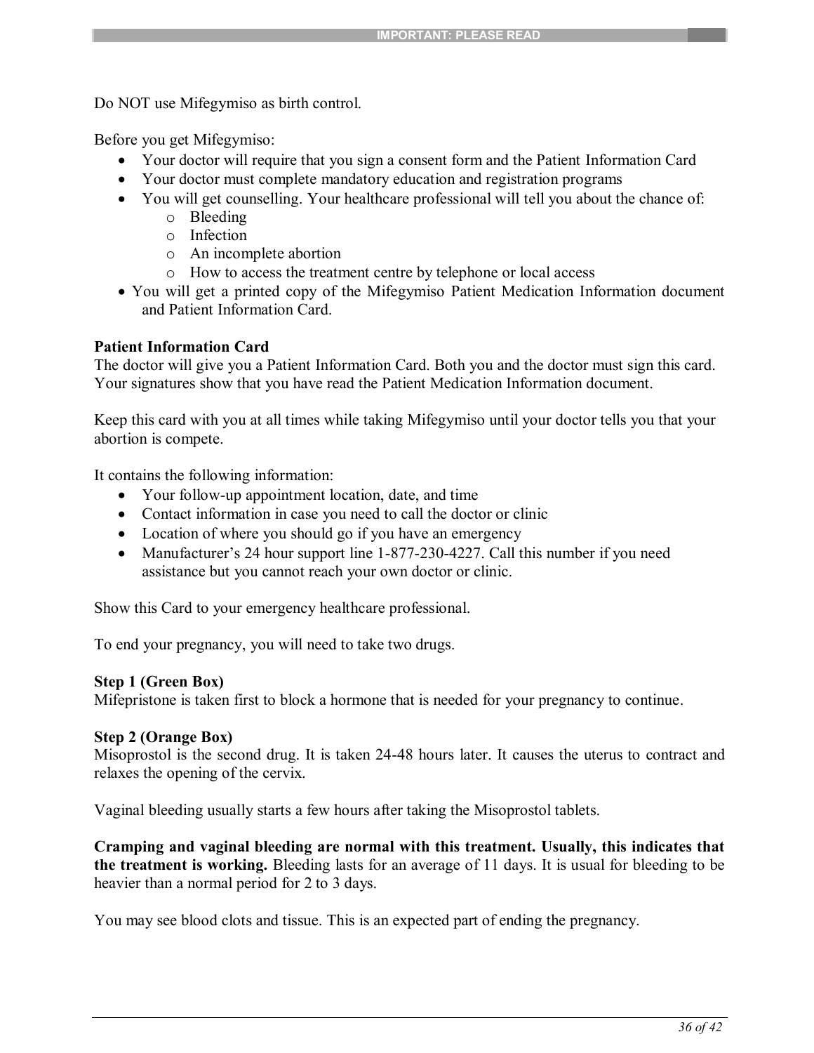Do NOT use Mifegymiso as birth control.

Before you get Mifegymiso:

- Your doctor will require that you sign a consent form and the Patient Information Card
- Your doctor must complete mandatory education and registration programs
- You will get counselling. Your healthcare professional will tell you about the chance of:
  - Bleeding
  - Infection
  - An incomplete abortion
  - How to access the treatment centre by telephone or local access
- You will get a printed copy of the Mifegymiso Patient Medication Information document and Patient Information Card.

**Patient Information Card**
The doctor will give you a Patient Information Card. Both you and the doctor must sign this card. Your signatures show that you have read the Patient Medication Information document.

Keep this card with you at all times while taking Mifegymiso until your doctor tells you that your abortion is compete.

It contains the following information:

- Your follow-up appointment location, date, and time
- Contact information in case you need to call the doctor or clinic
- Location of where you should go if you have an emergency
- Manufacturer's 24 hour support line 1-877-230-4227. Call this number if you need assistance but you cannot reach your own doctor or clinic.

Show this Card to your emergency healthcare professional.

To end your pregnancy, you will need to take two drugs.

**Step 1 (Green Box)**
Mifepristone is taken first to block a hormone that is needed for your pregnancy to continue.

**Step 2 (Orange Box)**
Misoprostol is the second drug. It is taken 24-48 hours later. It causes the uterus to contract and relaxes the opening of the cervix.

Vaginal bleeding usually starts a few hours after taking the Misoprostol tablets.

**Cramping and vaginal bleeding are normal with this treatment. Usually, this indicates that the treatment is working.** Bleeding lasts for an average of 11 days. It is usual for bleeding to be heavier than a normal period for 2 to 3 days.

You may see blood clots and tissue. This is an expected part of ending the pregnancy.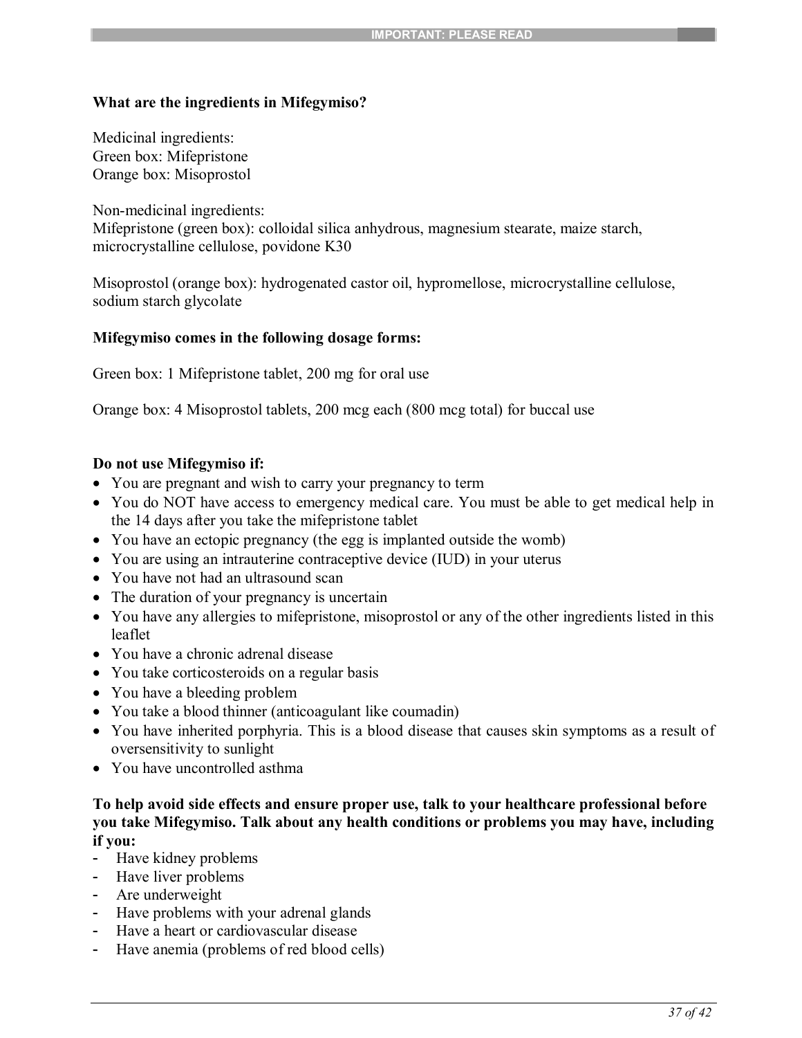**What are the ingredients in Mifegymiso?**

Medicinal ingredients:
Green box: Mifepristone
Orange box: Misoprostol

Non-medicinal ingredients:
Mifepristone (green box): colloidal silica anhydrous, magnesium stearate, maize starch, microcrystalline cellulose, povidone K30

Misoprostol (orange box): hydrogenated castor oil, hypromellose, microcrystalline cellulose, sodium starch glycolate

**Mifegymiso comes in the following dosage forms:**

Green box: 1 Mifepristone tablet, 200 mg for oral use

Orange box: 4 Misoprostol tablets, 200 mcg each (800 mcg total) for buccal use

**Do not use Mifegymiso if:**

- You are pregnant and wish to carry your pregnancy to term
- You do NOT have access to emergency medical care. You must be able to get medical help in the 14 days after you take the mifepristone tablet
- You have an ectopic pregnancy (the egg is implanted outside the womb)
- You are using an intrauterine contraceptive device (IUD) in your uterus
- You have not had an ultrasound scan
- The duration of your pregnancy is uncertain
- You have any allergies to mifepristone, misoprostol or any of the other ingredients listed in this leaflet
- You have a chronic adrenal disease
- You take corticosteroids on a regular basis
- You have a bleeding problem
- You take a blood thinner (anticoagulant like coumadin)
- You have inherited porphyria. This is a blood disease that causes skin symptoms as a result of oversensitivity to sunlight
- You have uncontrolled asthma

**To help avoid side effects and ensure proper use, talk to your healthcare professional before you take Mifegymiso. Talk about any health conditions or problems you may have, including if you:**

- Have kidney problems
- Have liver problems
- Are underweight
- Have problems with your adrenal glands
- Have a heart or cardiovascular disease
- Have anemia (problems of red blood cells)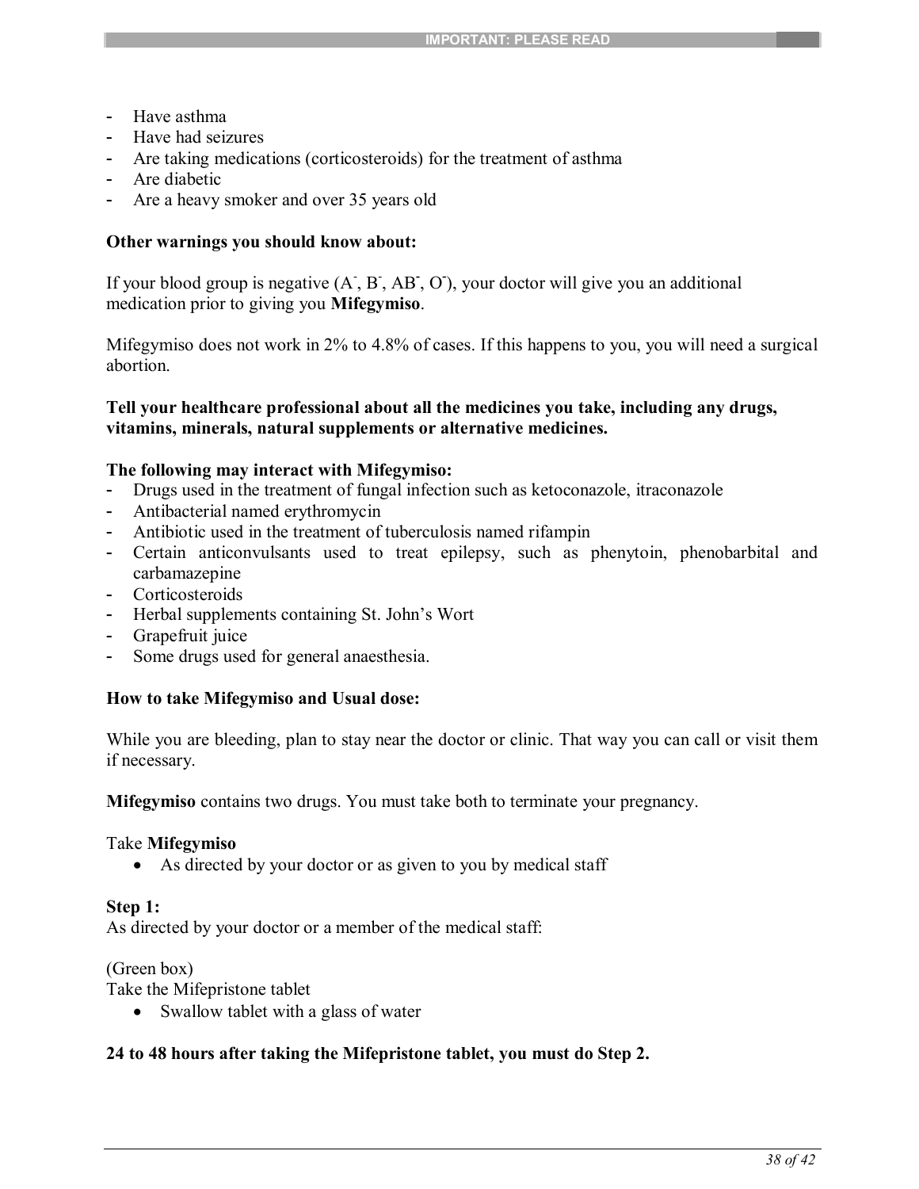- Have asthma
- Have had seizures
- Are taking medications (corticosteroids) for the treatment of asthma
- Are diabetic
- Are a heavy smoker and over 35 years old

**Other warnings you should know about:**

If your blood group is negative ($A^-$, $B^-$, $AB^-$, $O^-$), your doctor will give you an additional medication prior to giving you **Mifegymiso**.

Mifegymiso does not work in 2% to 4.8% of cases. If this happens to you, you will need a surgical abortion.

**Tell your healthcare professional about all the medicines you take, including any drugs, vitamins, minerals, natural supplements or alternative medicines.**

**The following may interact with Mifegymiso:**
- Drugs used in the treatment of fungal infection such as ketoconazole, itraconazole
- Antibacterial named erythromycin
- Antibiotic used in the treatment of tuberculosis named rifampin
- Certain anticonvulsants used to treat epilepsy, such as phenytoin, phenobarbital and carbamazepine
- Corticosteroids
- Herbal supplements containing St. John's Wort
- Grapefruit juice
- Some drugs used for general anaesthesia.

**How to take Mifegymiso and Usual dose:**

While you are bleeding, plan to stay near the doctor or clinic. That way you can call or visit them if necessary.

**Mifegymiso** contains two drugs. You must take both to terminate your pregnancy.

Take **Mifegymiso**
- As directed by your doctor or as given to you by medical staff

**Step 1:**
As directed by your doctor or a member of the medical staff:

(Green box)
Take the Mifepristone tablet
- Swallow tablet with a glass of water

**24 to 48 hours after taking the Mifepristone tablet, you must do Step 2.**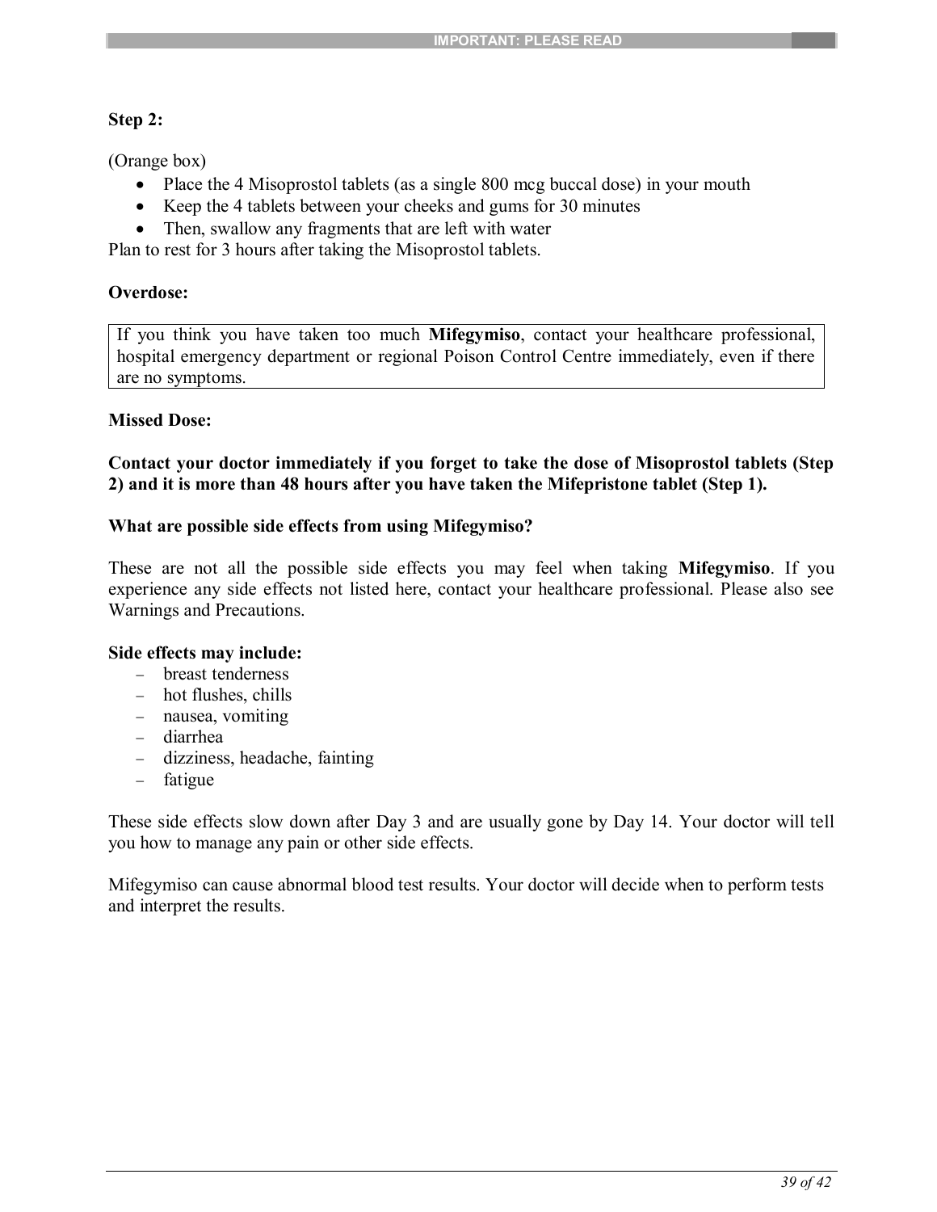**Step 2:**

(Orange box)

- Place the 4 Misoprostol tablets (as a single 800 mcg buccal dose) in your mouth
- Keep the 4 tablets between your cheeks and gums for 30 minutes
- Then, swallow any fragments that are left with water

Plan to rest for 3 hours after taking the Misoprostol tablets.

**Overdose:**

> If you think you have taken too much **Mifegymiso**, contact your healthcare professional, hospital emergency department or regional Poison Control Centre immediately, even if there are no symptoms.

**Missed Dose:**

**Contact your doctor immediately if you forget to take the dose of Misoprostol tablets (Step 2) and it is more than 48 hours after you have taken the Mifepristone tablet (Step 1).**

**What are possible side effects from using Mifegymiso?**

These are not all the possible side effects you may feel when taking **Mifegymiso**. If you experience any side effects not listed here, contact your healthcare professional. Please also see Warnings and Precautions.

**Side effects may include:**

- breast tenderness
- hot flushes, chills
- nausea, vomiting
- diarrhea
- dizziness, headache, fainting
- fatigue

These side effects slow down after Day 3 and are usually gone by Day 14. Your doctor will tell you how to manage any pain or other side effects.

Mifegymiso can cause abnormal blood test results. Your doctor will decide when to perform tests and interpret the results.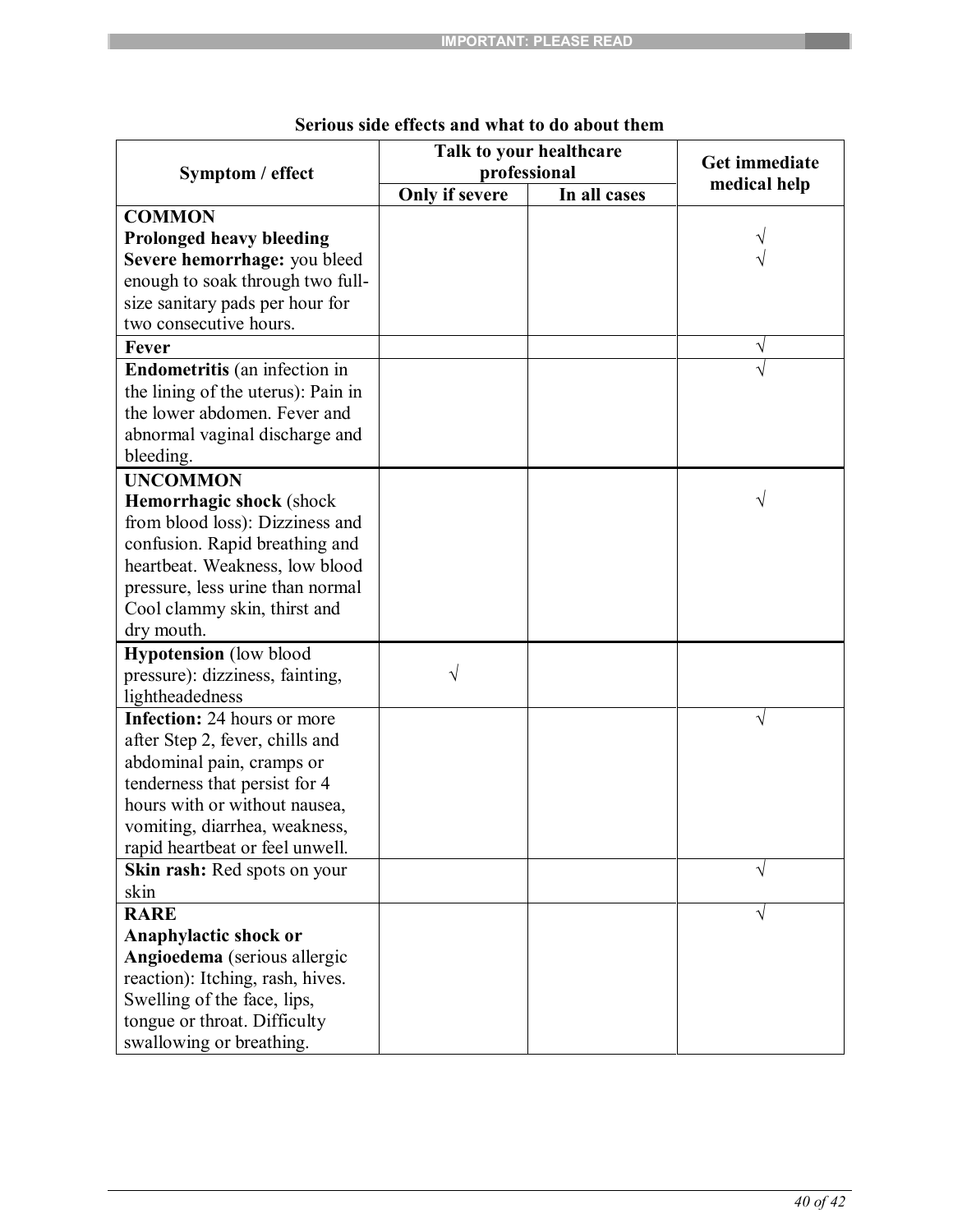**Serious side effects and what to do about them**

| Symptom / effect | Talk to your healthcare professional | | Get immediate medical help |
|---|---|---|---|
| | Only if severe | In all cases | |
| **COMMON** | | | |
| **Prolonged heavy bleeding** | | | √ |
| **Severe hemorrhage:** you bleed enough to soak through two full-size sanitary pads per hour for two consecutive hours. | | | √ |
| **Fever** | | | √ |
| **Endometritis** (an infection in the lining of the uterus): Pain in the lower abdomen. Fever and abnormal vaginal discharge and bleeding. | | | √ |
| **UNCOMMON** | | | |
| **Hemorrhagic shock** (shock from blood loss): Dizziness and confusion. Rapid breathing and heartbeat. Weakness, low blood pressure, less urine than normal Cool clammy skin, thirst and dry mouth. | | | √ |
| **Hypotension** (low blood pressure): dizziness, fainting, lightheadedness | √ | | |
| **Infection:** 24 hours or more after Step 2, fever, chills and abdominal pain, cramps or tenderness that persist for 4 hours with or without nausea, vomiting, diarrhea, weakness, rapid heartbeat or feel unwell. | | | √ |
| **Skin rash:** Red spots on your skin | | | √ |
| **RARE** | | | |
| **Anaphylactic shock or Angioedema** (serious allergic reaction): Itching, rash, hives. Swelling of the face, lips, tongue or throat. Difficulty swallowing or breathing. | | | √ |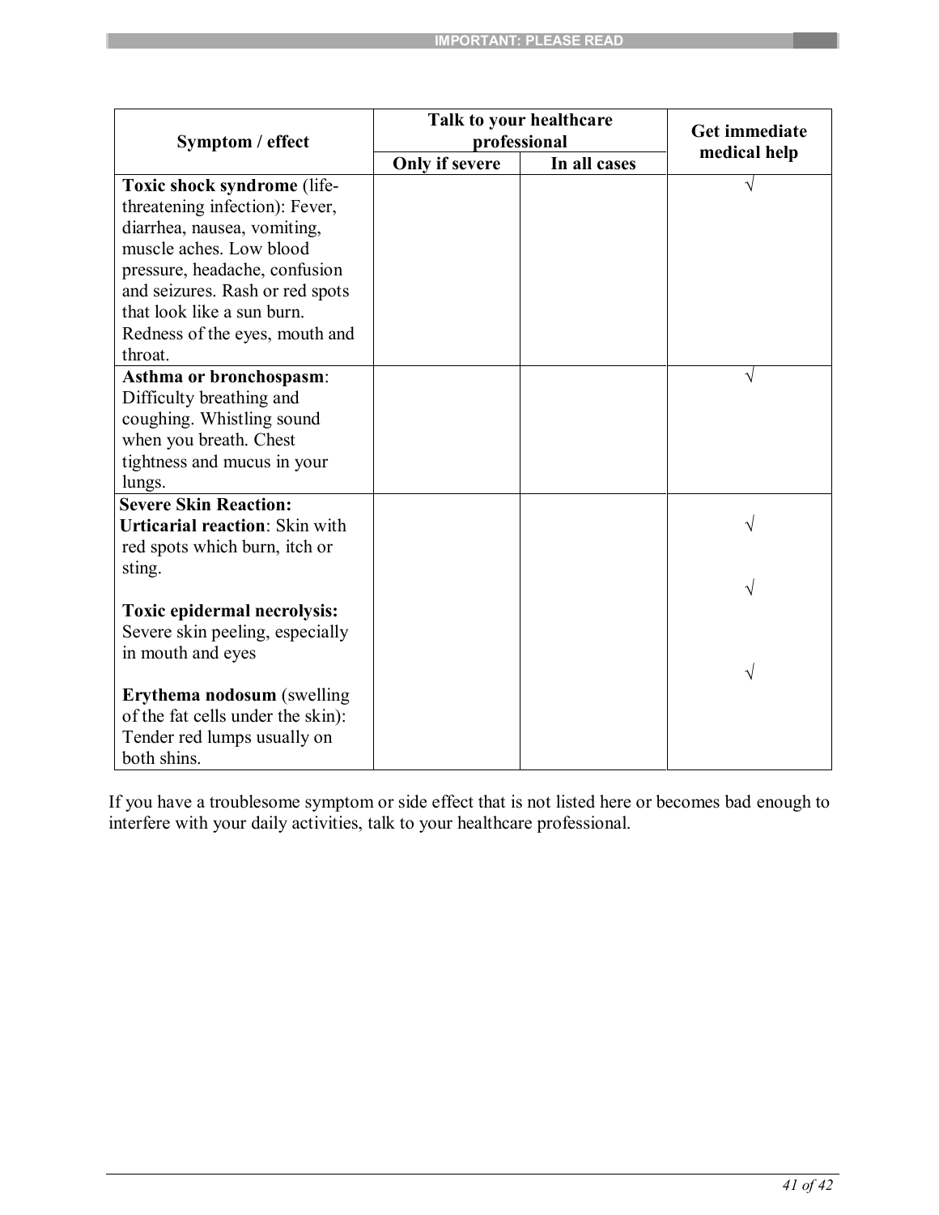| Symptom / effect | Talk to your healthcare professional | | Get immediate medical help |
|---|---|---|---|
| | Only if severe | In all cases | |
| **Toxic shock syndrome** (life-threatening infection): Fever, diarrhea, nausea, vomiting, muscle aches. Low blood pressure, headache, confusion and seizures. Rash or red spots that look like a sun burn. Redness of the eyes, mouth and throat. | | | √ |
| **Asthma or bronchospasm**: Difficulty breathing and coughing. Whistling sound when you breath. Chest tightness and mucus in your lungs. | | | √ |
| **Severe Skin Reaction:** | | | |
| **Urticarial reaction**: Skin with red spots which burn, itch or sting. | | | √ |
| **Toxic epidermal necrolysis:** Severe skin peeling, especially in mouth and eyes | | | √ |
| **Erythema nodosum** (swelling of the fat cells under the skin): Tender red lumps usually on both shins. | | | √ |

If you have a troublesome symptom or side effect that is not listed here or becomes bad enough to interfere with your daily activities, talk to your healthcare professional.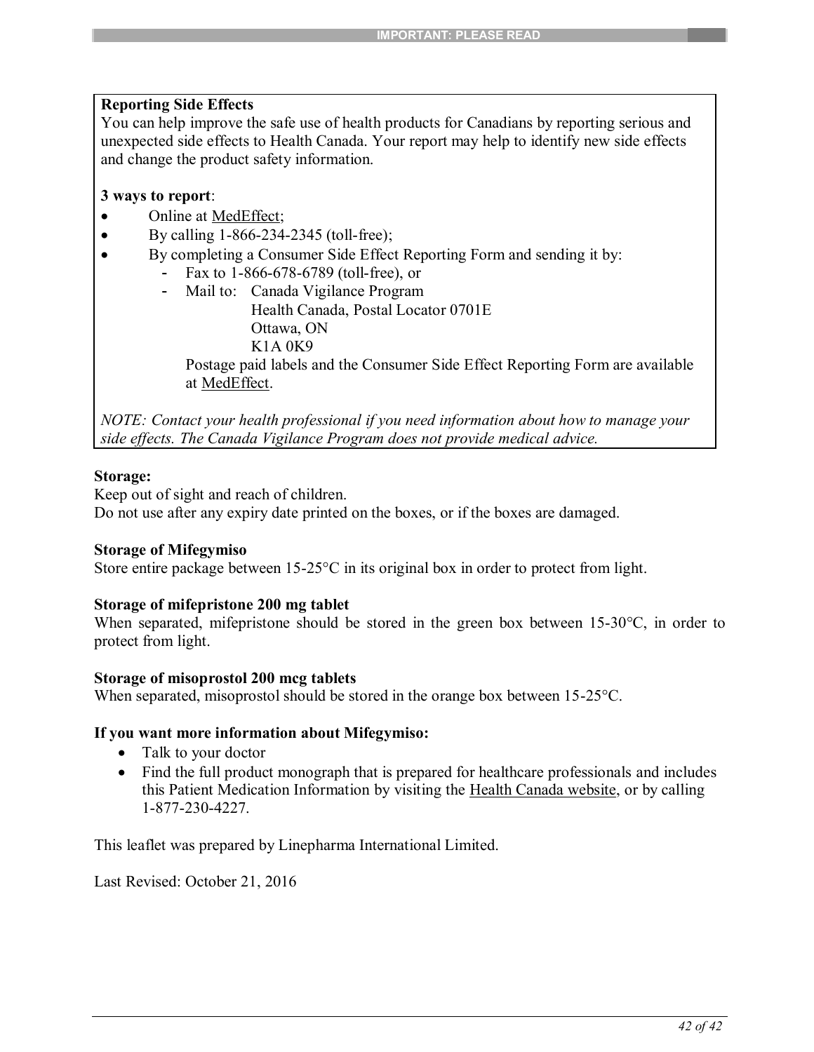**Reporting Side Effects**

You can help improve the safe use of health products for Canadians by reporting serious and unexpected side effects to Health Canada. Your report may help to identify new side effects and change the product safety information.

**3 ways to report**:

- Online at MedEffect;
- By calling 1-866-234-2345 (toll-free);
- By completing a Consumer Side Effect Reporting Form and sending it by:
  - Fax to 1-866-678-6789 (toll-free), or
  - Mail to: Canada Vigilance Program
    Health Canada, Postal Locator 0701E
    Ottawa, ON
    K1A 0K9

    Postage paid labels and the Consumer Side Effect Reporting Form are available at MedEffect.

*NOTE: Contact your health professional if you need information about how to manage your side effects. The Canada Vigilance Program does not provide medical advice.*

**Storage:**

Keep out of sight and reach of children.
Do not use after any expiry date printed on the boxes, or if the boxes are damaged.

**Storage of Mifegymiso**

Store entire package between 15-25°C in its original box in order to protect from light.

**Storage of mifepristone 200 mg tablet**

When separated, mifepristone should be stored in the green box between 15-30°C, in order to protect from light.

**Storage of misoprostol 200 mcg tablets**

When separated, misoprostol should be stored in the orange box between 15-25°C.

**If you want more information about Mifegymiso:**

- Talk to your doctor
- Find the full product monograph that is prepared for healthcare professionals and includes this Patient Medication Information by visiting the Health Canada website, or by calling 1-877-230-4227.

This leaflet was prepared by Linepharma International Limited.

Last Revised: October 21, 2016